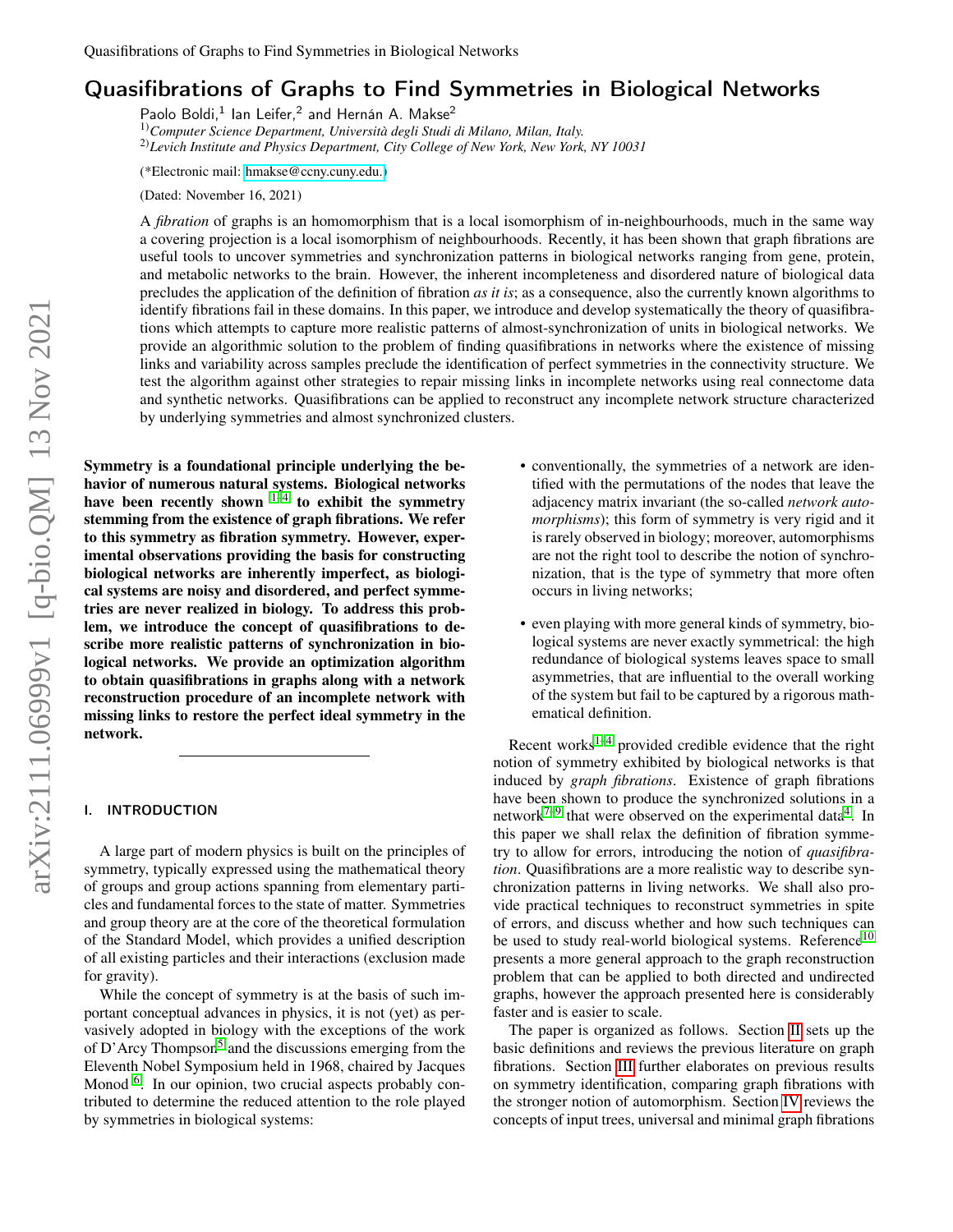# Quasifibrations of Graphs to Find Symmetries in Biological Networks

Paolo Boldi,[1] Ian Leifer,[2] and Hernán A. Makse[2]

[1] *Computer Science Department, Università degli Studi di Milano, Milan, Italy.*
[2] *Levich Institute and Physics Department, City College of New York, New York, NY 10031*

(*Electronic mail: hmakse@ccny.cuny.edu.)

(Dated: November 16, 2021)

A *fibration* of graphs is an homomorphism that is a local isomorphism of in-neighbourhoods, much in the same way a covering projection is a local isomorphism of neighbourhoods. Recently, it has been shown that graph fibrations are useful tools to uncover symmetries and synchronization patterns in biological networks ranging from gene, protein, and metabolic networks to the brain. However, the inherent incompleteness and disordered nature of biological data precludes the application of the definition of fibration *as it is*; as a consequence, also the currently known algorithms to identify fibrations fail in these domains. In this paper, we introduce and develop systematically the theory of quasifibrations which attempts to capture more realistic patterns of almost-synchronization of units in biological networks. We provide an algorithmic solution to the problem of finding quasifibrations in networks where the existence of missing links and variability across samples preclude the identification of perfect symmetries in the connectivity structure. We test the algorithm against other strategies to repair missing links in incomplete networks using real connectome data and synthetic networks. Quasifibrations can be applied to reconstruct any incomplete network structure characterized by underlying symmetries and almost synchronized clusters.

**Symmetry is a foundational principle underlying the behavior of numerous natural systems. Biological networks have been recently shown [1–4] to exhibit the symmetry stemming from the existence of graph fibrations. We refer to this symmetry as fibration symmetry. However, experimental observations providing the basis for constructing biological networks are inherently imperfect, as biological systems are noisy and disordered, and perfect symmetries are never realized in biology. To address this problem, we introduce the concept of quasifibrations to describe more realistic patterns of synchronization in biological networks. We provide an optimization algorithm to obtain quasifibrations in graphs along with a network reconstruction procedure of an incomplete network with missing links to restore the perfect ideal symmetry in the network.**

## I. INTRODUCTION

A large part of modern physics is built on the principles of symmetry, typically expressed using the mathematical theory of groups and group actions spanning from elementary particles and fundamental forces to the state of matter. Symmetries and group theory are at the core of the theoretical formulation of the Standard Model, which provides a unified description of all existing particles and their interactions (exclusion made for gravity).

While the concept of symmetry is at the basis of such important conceptual advances in physics, it is not (yet) as pervasively adopted in biology with the exceptions of the work of D'Arcy Thompson[5] and the discussions emerging from the Eleventh Nobel Symposium held in 1968, chaired by Jacques Monod [6]. In our opinion, two crucial aspects probably contributed to determine the reduced attention to the role played by symmetries in biological systems:

- conventionally, the symmetries of a network are identified with the permutations of the nodes that leave the adjacency matrix invariant (the so-called *network automorphisms*); this form of symmetry is very rigid and it is rarely observed in biology; moreover, automorphisms are not the right tool to describe the notion of synchronization, that is the type of symmetry that more often occurs in living networks;
- even playing with more general kinds of symmetry, biological systems are never exactly symmetrical: the high redundance of biological systems leaves space to small asymmetries, that are influential to the overall working of the system but fail to be captured by a rigorous mathematical definition.

Recent works[1–4] provided credible evidence that the right notion of symmetry exhibited by biological networks is that induced by *graph fibrations*. Existence of graph fibrations have been shown to produce the synchronized solutions in a network[7–9] that were observed on the experimental data[4]. In this paper we shall relax the definition of fibration symmetry to allow for errors, introducing the notion of *quasifibration*. Quasifibrations are a more realistic way to describe synchronization patterns in living networks. We shall also provide practical techniques to reconstruct symmetries in spite of errors, and discuss whether and how such techniques can be used to study real-world biological systems. Reference[10] presents a more general approach to the graph reconstruction problem that can be applied to both directed and undirected graphs, however the approach presented here is considerably faster and is easier to scale.

The paper is organized as follows. Section II sets up the basic definitions and reviews the previous literature on graph fibrations. Section III further elaborates on previous results on symmetry identification, comparing graph fibrations with the stronger notion of automorphism. Section IV reviews the concepts of input trees, universal and minimal graph fibrations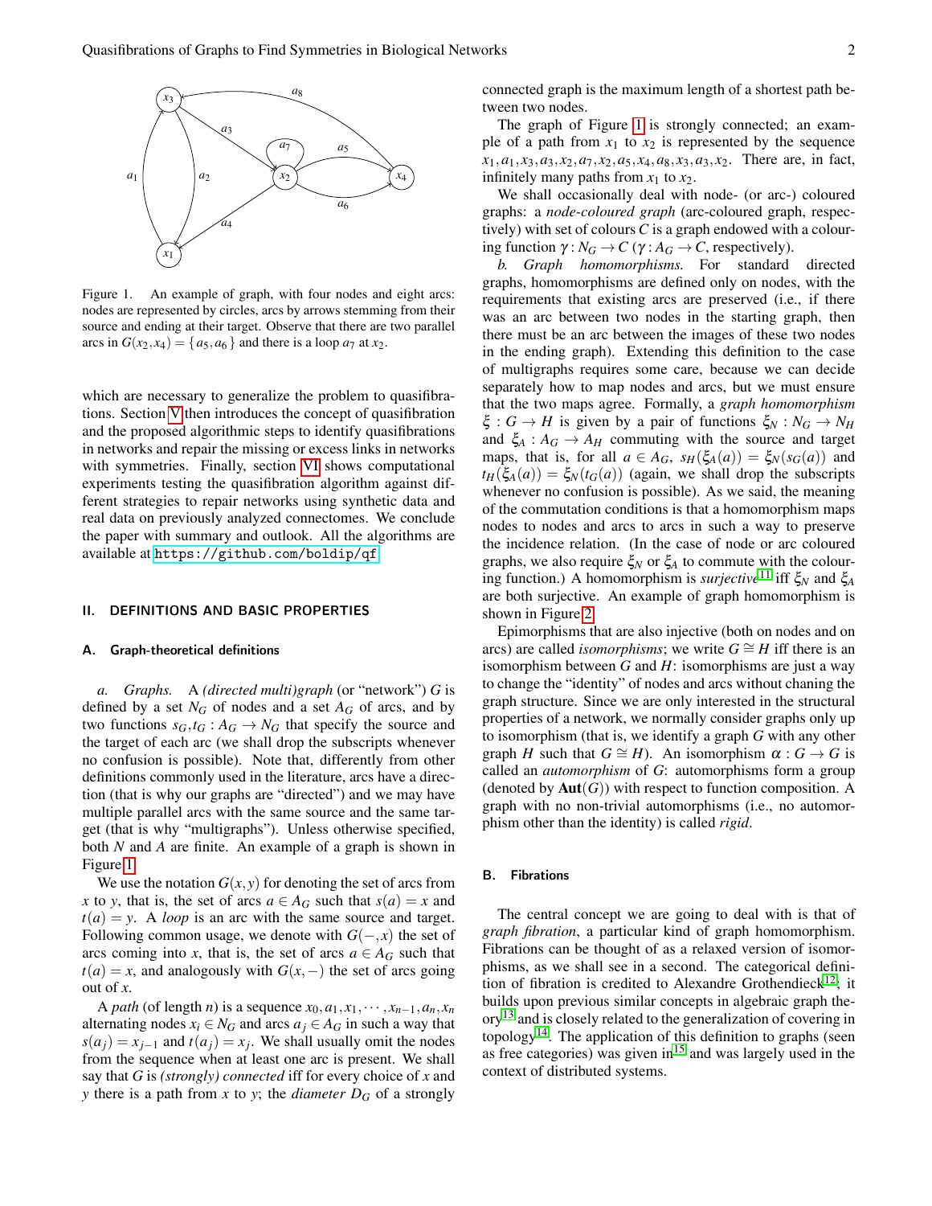Figure 1. An example of graph, with four nodes and eight arcs: nodes are represented by circles, arcs by arrows stemming from their source and ending at their target. Observe that there are two parallel arcs in $G(x_2,x_4) = \{a_5, a_6\}$ and there is a loop $a_7$ at $x_2$.

which are necessary to generalize the problem to quasifibrations. Section V then introduces the concept of quasifibration and the proposed algorithmic steps to identify quasifibrations in networks and repair the missing or excess links in networks with symmetries. Finally, section VI shows computational experiments testing the quasifibration algorithm against different strategies to repair networks using synthetic data and real data on previously analyzed connectomes. We conclude the paper with summary and outlook. All the algorithms are available at `https://github.com/boldip/qf`.

## II. DEFINITIONS AND BASIC PROPERTIES

### A. Graph-theoretical definitions

*a. Graphs.* A *(directed multi)graph* (or "network") $G$ is defined by a set $N_G$ of nodes and a set $A_G$ of arcs, and by two functions $s_G, t_G : A_G \to N_G$ that specify the source and the target of each arc (we shall drop the subscripts whenever no confusion is possible). Note that, differently from other definitions commonly used in the literature, arcs have a direction (that is why our graphs are "directed") and we may have multiple parallel arcs with the same source and the same target (that is why "multigraphs"). Unless otherwise specified, both $N$ and $A$ are finite. An example of a graph is shown in Figure 1.

We use the notation $G(x,y)$ for denoting the set of arcs from $x$ to $y$, that is, the set of arcs $a \in A_G$ such that $s(a) = x$ and $t(a) = y$. A *loop* is an arc with the same source and target. Following common usage, we denote with $G(-,x)$ the set of arcs coming into $x$, that is, the set of arcs $a \in A_G$ such that $t(a) = x$, and analogously with $G(x,-)$ the set of arcs going out of $x$.

A *path* (of length $n$) is a sequence $x_0, a_1, x_1, \cdots, x_{n-1}, a_n, x_n$ alternating nodes $x_i \in N_G$ and arcs $a_j \in A_G$ in such a way that $s(a_j) = x_{j-1}$ and $t(a_j) = x_j$. We shall usually omit the nodes from the sequence when at least one arc is present. We shall say that $G$ is *(strongly) connected* iff for every choice of $x$ and $y$ there is a path from $x$ to $y$; the *diameter* $D_G$ of a strongly connected graph is the maximum length of a shortest path between two nodes.

The graph of Figure 1 is strongly connected; an example of a path from $x_1$ to $x_2$ is represented by the sequence $x_1, a_1, x_3, a_3, x_2, a_7, x_2, a_5, x_4, a_8, x_3, a_3, x_2$. There are, in fact, infinitely many paths from $x_1$ to $x_2$.

We shall occasionally deal with node- (or arc-) coloured graphs: a *node-coloured graph* (arc-coloured graph, respectively) with set of colours $C$ is a graph endowed with a colouring function $\gamma : N_G \to C$ ($\gamma : A_G \to C$, respectively).

*b. Graph homomorphisms.* For standard directed graphs, homomorphisms are defined only on nodes, with the requirements that existing arcs are preserved (i.e., if there was an arc between two nodes in the starting graph, then there must be an arc between the images of these two nodes in the ending graph). Extending this definition to the case of multigraphs requires some care, because we can decide separately how to map nodes and arcs, but we must ensure that the two maps agree. Formally, a *graph homomorphism* $\xi : G \to H$ is given by a pair of functions $\xi_N : N_G \to N_H$ and $\xi_A : A_G \to A_H$ commuting with the source and target maps, that is, for all $a \in A_G$, $s_H(\xi_A(a)) = \xi_N(s_G(a))$ and $t_H(\xi_A(a)) = \xi_N(t_G(a))$ (again, we shall drop the subscripts whenever no confusion is possible). As we said, the meaning of the commutation conditions is that a homomorphism maps nodes to nodes and arcs to arcs in such a way to preserve the incidence relation. (In the case of node or arc coloured graphs, we also require $\xi_N$ or $\xi_A$ to commute with the colouring function.) A homomorphism is *surjective*[11] iff $\xi_N$ and $\xi_A$ are both surjective. An example of graph homomorphism is shown in Figure 2.

Epimorphisms that are also injective (both on nodes and on arcs) are called *isomorphisms*; we write $G \cong H$ iff there is an isomorphism between $G$ and $H$: isomorphisms are just a way to change the "identity" of nodes and arcs without chaning the graph structure. Since we are only interested in the structural properties of a network, we normally consider graphs only up to isomorphism (that is, we identify a graph $G$ with any other graph $H$ such that $G \cong H$). An isomorphism $\alpha : G \to G$ is called an *automorphism* of $G$: automorphisms form a group (denoted by $\mathbf{Aut}(G)$) with respect to function composition. A graph with no non-trivial automorphisms (i.e., no automorphism other than the identity) is called *rigid*.

### B. Fibrations

The central concept we are going to deal with is that of *graph fibration*, a particular kind of graph homomorphism. Fibrations can be thought of as a relaxed version of isomorphisms, as we shall see in a second. The categorical definition of fibration is credited to Alexandre Grothendieck[12]; it builds upon previous similar concepts in algebraic graph theory[13] and is closely related to the generalization of covering in topology[14]. The application of this definition to graphs (seen as free categories) was given in[15] and was largely used in the context of distributed systems.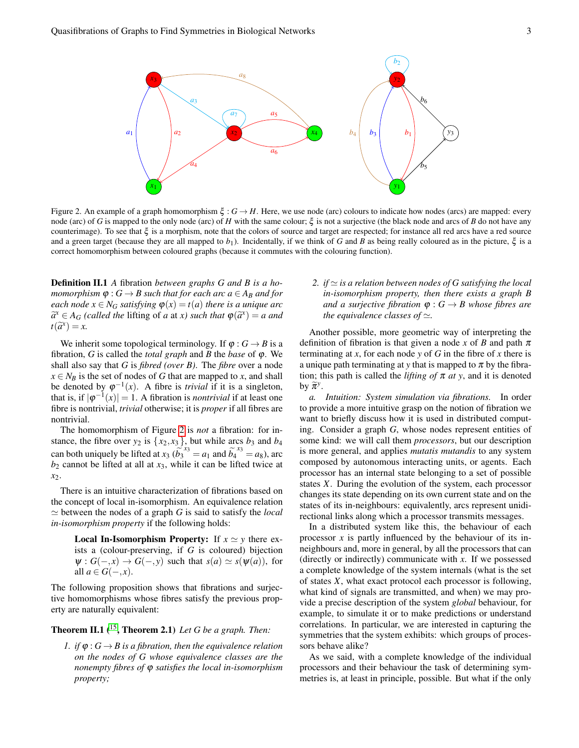Figure 2. An example of a graph homomorphism $\xi : G \to H$. Here, we use node (arc) colours to indicate how nodes (arcs) are mapped: every node (arc) of $G$ is mapped to the only node (arc) of $H$ with the same colour; $\xi$ is not a surjective (the black node and arcs of $B$ do not have any counterimage). To see that $\xi$ is a morphism, note that the colors of source and target are respected; for instance all red arcs have a red source and a green target (because they are all mapped to $b_1$). Incidentally, if we think of $G$ and $B$ as being really coloured as in the picture, $\xi$ is a correct homomorphism between coloured graphs (because it commutes with the colouring function).

**Definition II.1** *A* fibration *between graphs $G$ and $B$ is a homomorphism $\varphi : G \to B$ such that for each arc $a \in A_B$ and for each node $x \in N_G$ satisfying $\varphi(x) = t(a)$ there is a unique arc $\widetilde{a}^x \in A_G$ (called the* lifting of $a$ at $x$*) such that $\varphi(\widetilde{a}^x) = a$ and $t(\widetilde{a}^x) = x$.*

We inherit some topological terminology. If $\varphi : G \to B$ is a fibration, $G$ is called the *total graph* and $B$ the *base* of $\varphi$. We shall also say that $G$ is *fibred (over B)*. The *fibre* over a node $x \in N_B$ is the set of nodes of $G$ that are mapped to $x$, and shall be denoted by $\varphi^{-1}(x)$. A fibre is *trivial* if it is a singleton, that is, if $|\varphi^{-1}(x)| = 1$. A fibration is *nontrivial* if at least one fibre is nontrivial, *trivial* otherwise; it is *proper* if all fibres are nontrivial.

The homomorphism of Figure 2 is *not* a fibration: for instance, the fibre over $y_2$ is $\{x_2, x_3\}$, but while arcs $b_3$ and $b_4$ can both uniquely be lifted at $x_3$ ($\widetilde{b_3}^{x_3} = a_1$ and $\widetilde{b_4}^{x_3} = a_8$), arc $b_2$ cannot be lifted at all at $x_3$, while it can be lifted twice at $x_2$.

There is an intuitive characterization of fibrations based on the concept of local in-isomorphism. An equivalence relation $\simeq$ between the nodes of a graph $G$ is said to satisfy the *local in-isomorphism property* if the following holds:

> **Local In-Isomorphism Property:** If $x \simeq y$ there exists a (colour-preserving, if $G$ is coloured) bijection $\psi : G(-,x) \to G(-,y)$ such that $s(a) \simeq s(\psi(a))$, for all $a \in G(-,x)$.

The following proposition shows that fibrations and surjective homomorphisms whose fibres satisfy the previous property are naturally equivalent:

**Theorem II.1** ([15], **Theorem 2.1**) *Let $G$ be a graph. Then:*

1. *if $\varphi : G \to B$ is a fibration, then the equivalence relation on the nodes of $G$ whose equivalence classes are the nonempty fibres of $\varphi$ satisfies the local in-isomorphism property;*
2. *if $\simeq$ is a relation between nodes of $G$ satisfying the local in-isomorphism property, then there exists a graph $B$ and a surjective fibration $\varphi : G \to B$ whose fibres are the equivalence classes of $\simeq$.*

Another possible, more geometric way of interpreting the definition of fibration is that given a node $x$ of $B$ and path $\pi$ terminating at $x$, for each node $y$ of $G$ in the fibre of $x$ there is a unique path terminating at $y$ that is mapped to $\pi$ by the fibration; this path is called the *lifting of $\pi$ at $y$*, and it is denoted by $\widetilde{\pi}^y$.

*a. Intuition: System simulation via fibrations.* In order to provide a more intuitive grasp on the notion of fibration we want to briefly discuss how it is used in distributed computing. Consider a graph $G$, whose nodes represent entities of some kind: we will call them *processors*, but our description is more general, and applies *mutatis mutandis* to any system composed by autonomous interacting units, or agents. Each processor has an internal state belonging to a set of possible states $X$. During the evolution of the system, each processor changes its state depending on its own current state and on the states of its in-neighbours: equivalently, arcs represent unidirectional links along which a processor transmits messages.

In a distributed system like this, the behaviour of each processor $x$ is partly influenced by the behaviour of its in-neighbours and, more in general, by all the processors that can (directly or indirectly) communicate with $x$. If we possessed a complete knowledge of the system internals (what is the set of states $X$, what exact protocol each processor is following, what kind of signals are transmitted, and when) we may provide a precise description of the system *global* behaviour, for example, to simulate it or to make predictions or understand correlations. In particular, we are interested in capturing the symmetries that the system exhibits: which groups of processors behave alike?

As we said, with a complete knowledge of the individual processors and their behaviour the task of determining symmetries is, at least in principle, possible. But what if the only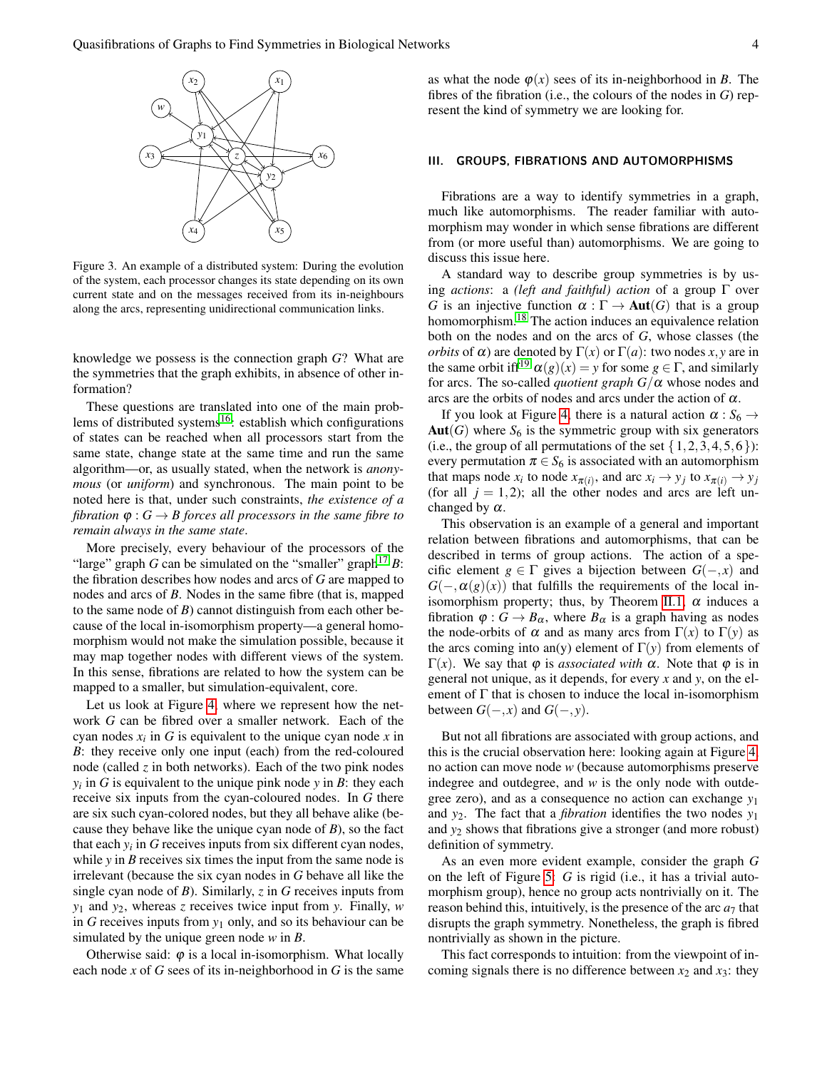Figure 3. An example of a distributed system: During the evolution of the system, each processor changes its state depending on its own current state and on the messages received from its in-neighbours along the arcs, representing unidirectional communication links.

knowledge we possess is the connection graph $G$? What are the symmetries that the graph exhibits, in absence of other information?

These questions are translated into one of the main problems of distributed systems[16]: establish which configurations of states can be reached when all processors start from the same state, change state at the same time and run the same algorithm—or, as usually stated, when the network is *anonymous* (or *uniform*) and synchronous. The main point to be noted here is that, under such constraints, *the existence of a fibration $\varphi : G \to B$ forces all processors in the same fibre to remain always in the same state*.

More precisely, every behaviour of the processors of the "large" graph $G$ can be simulated on the "smaller" graph[17] $B$: the fibration describes how nodes and arcs of $G$ are mapped to nodes and arcs of $B$. Nodes in the same fibre (that is, mapped to the same node of $B$) cannot distinguish from each other because of the local in-isomorphism property—a general homomorphism would not make the simulation possible, because it may map together nodes with different views of the system. In this sense, fibrations are related to how the system can be mapped to a smaller, but simulation-equivalent, core.

Let us look at Figure 4, where we represent how the network $G$ can be fibred over a smaller network. Each of the cyan nodes $x_i$ in $G$ is equivalent to the unique cyan node $x$ in $B$: they receive only one input (each) from the red-coloured node (called $z$ in both networks). Each of the two pink nodes $y_i$ in $G$ is equivalent to the unique pink node $y$ in $B$: they each receive six inputs from the cyan-coloured nodes. In $G$ there are six such cyan-colored nodes, but they all behave alike (because they behave like the unique cyan node of $B$), so the fact that each $y_i$ in $G$ receives inputs from six different cyan nodes, while $y$ in $B$ receives six times the input from the same node is irrelevant (because the six cyan nodes in $G$ behave all like the single cyan node of $B$). Similarly, $z$ in $G$ receives inputs from $y_1$ and $y_2$, whereas $z$ receives twice input from $y$. Finally, $w$ in $G$ receives inputs from $y_1$ only, and so its behaviour can be simulated by the unique green node $w$ in $B$.

Otherwise said: $\varphi$ is a local in-isomorphism. What locally each node $x$ of $G$ sees of its in-neighborhood in $G$ is the same as what the node $\varphi(x)$ sees of its in-neighborhood in $B$. The fibres of the fibration (i.e., the colours of the nodes in $G$) represent the kind of symmetry we are looking for.

## III. GROUPS, FIBRATIONS AND AUTOMORPHISMS

Fibrations are a way to identify symmetries in a graph, much like automorphisms. The reader familiar with automorphism may wonder in which sense fibrations are different from (or more useful than) automorphisms. We are going to discuss this issue here.

A standard way to describe group symmetries is by using *actions*: a *(left and faithful) action* of a group $\Gamma$ over $G$ is an injective function $\alpha : \Gamma \to \mathbf{Aut}(G)$ that is a group homomorphism.[18] The action induces an equivalence relation both on the nodes and on the arcs of $G$, whose classes (the *orbits* of $\alpha$) are denoted by $\Gamma(x)$ or $\Gamma(a)$: two nodes $x, y$ are in the same orbit iff[19] $\alpha(g)(x) = y$ for some $g \in \Gamma$, and similarly for arcs. The so-called *quotient graph* $G/\alpha$ whose nodes and arcs are the orbits of nodes and arcs under the action of $\alpha$.

If you look at Figure 4, there is a natural action $\alpha : S_6 \to \mathbf{Aut}(G)$ where $S_6$ is the symmetric group with six generators (i.e., the group of all permutations of the set $\{1,2,3,4,5,6\}$): every permutation $\pi \in S_6$ is associated with an automorphism that maps node $x_i$ to node $x_{\pi(i)}$, and arc $x_i \to y_j$ to $x_{\pi(i)} \to y_j$ (for all $j = 1,2$); all the other nodes and arcs are left unchanged by $\alpha$.

This observation is an example of a general and important relation between fibrations and automorphisms, that can be described in terms of group actions. The action of a specific element $g \in \Gamma$ gives a bijection between $G(-,x)$ and $G(-,\alpha(g)(x))$ that fulfills the requirements of the local in-isomorphism property; thus, by Theorem II.1, $\alpha$ induces a fibration $\varphi : G \to B_\alpha$, where $B_\alpha$ is a graph having as nodes the node-orbits of $\alpha$ and as many arcs from $\Gamma(x)$ to $\Gamma(y)$ as the arcs coming into an(y) element of $\Gamma(y)$ from elements of $\Gamma(x)$. We say that $\varphi$ is *associated with* $\alpha$. Note that $\varphi$ is in general not unique, as it depends, for every $x$ and $y$, on the element of $\Gamma$ that is chosen to induce the local in-isomorphism between $G(-,x)$ and $G(-,y)$.

But not all fibrations are associated with group actions, and this is the crucial observation here: looking again at Figure 4, no action can move node $w$ (because automorphisms preserve indegree and outdegree, and $w$ is the only node with outdegree zero), and as a consequence no action can exchange $y_1$ and $y_2$. The fact that a *fibration* identifies the two nodes $y_1$ and $y_2$ shows that fibrations give a stronger (and more robust) definition of symmetry.

As an even more evident example, consider the graph $G$ on the left of Figure 5: $G$ is rigid (i.e., it has a trivial automorphism group), hence no group acts nontrivially on it. The reason behind this, intuitively, is the presence of the arc $a_7$ that disrupts the graph symmetry. Nonetheless, the graph is fibred nontrivially as shown in the picture.

This fact corresponds to intuition: from the viewpoint of incoming signals there is no difference between $x_2$ and $x_3$: they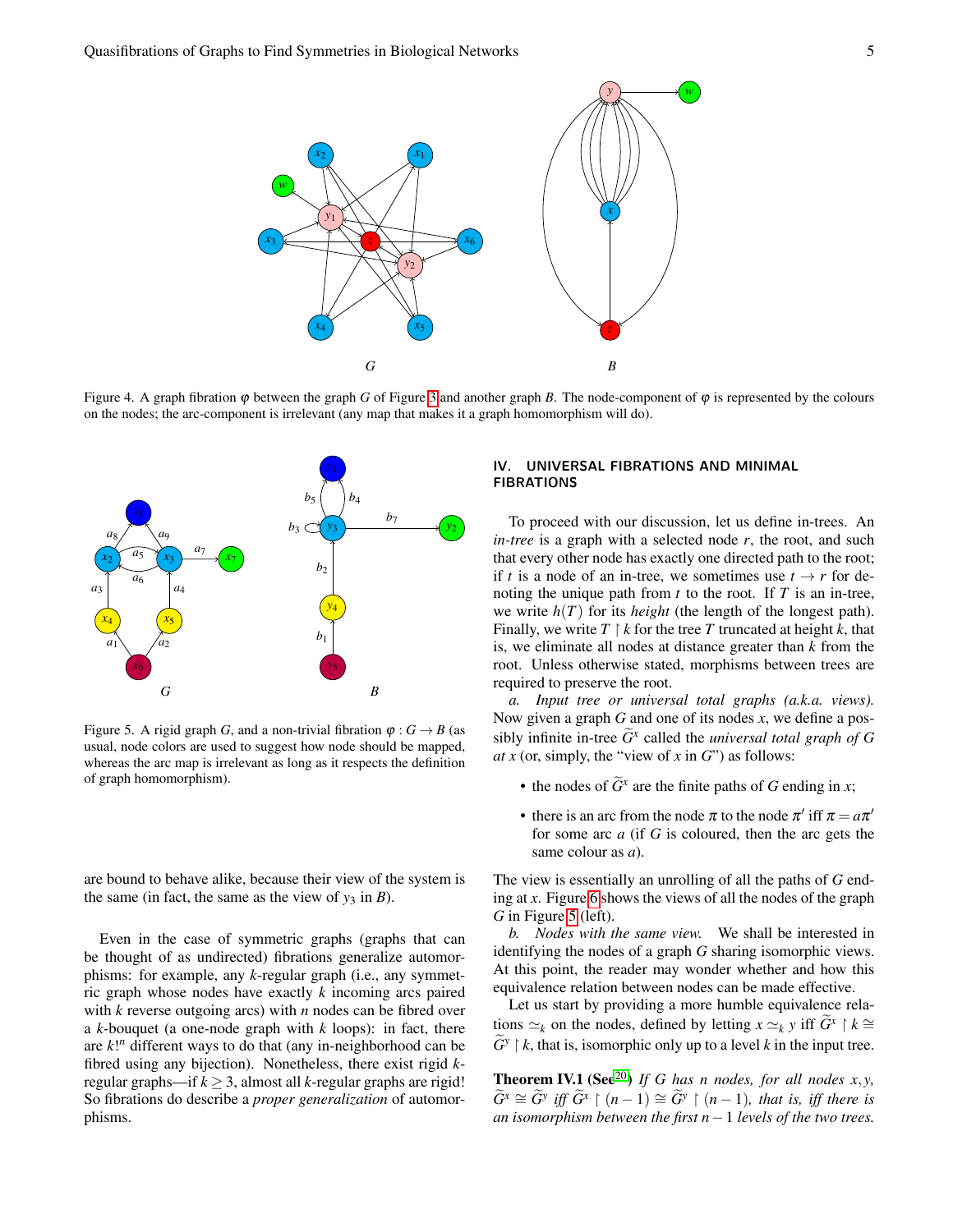Figure 4. A graph fibration $\varphi$ between the graph $G$ of Figure 3 and another graph $B$. The node-component of $\varphi$ is represented by the colours on the nodes; the arc-component is irrelevant (any map that makes it a graph homomorphism will do).

Figure 5. A rigid graph $G$, and a non-trivial fibration $\varphi : G \to B$ (as usual, node colors are used to suggest how node should be mapped, whereas the arc map is irrelevant as long as it respects the definition of graph homomorphism).

are bound to behave alike, because their view of the system is the same (in fact, the same as the view of $y_3$ in $B$).

Even in the case of symmetric graphs (graphs that can be thought of as undirected) fibrations generalize automorphisms: for example, any $k$-regular graph (i.e., any symmetric graph whose nodes have exactly $k$ incoming arcs paired with $k$ reverse outgoing arcs) with $n$ nodes can be fibred over a $k$-bouquet (a one-node graph with $k$ loops): in fact, there are $k!^n$ different ways to do that (any in-neighborhood can be fibred using any bijection). Nonetheless, there exist rigid $k$-regular graphs—if $k \geq 3$, almost all $k$-regular graphs are rigid! So fibrations do describe a *proper generalization* of automorphisms.

## IV. UNIVERSAL FIBRATIONS AND MINIMAL FIBRATIONS

To proceed with our discussion, let us define in-trees. An *in-tree* is a graph with a selected node $r$, the root, and such that every other node has exactly one directed path to the root; if $t$ is a node of an in-tree, we sometimes use $t \to r$ for denoting the unique path from $t$ to the root. If $T$ is an in-tree, we write $h(T)$ for its *height* (the length of the longest path). Finally, we write $T \upharpoonright k$ for the tree $T$ truncated at height $k$, that is, we eliminate all nodes at distance greater than $k$ from the root. Unless otherwise stated, morphisms between trees are required to preserve the root.

*a. Input tree or universal total graphs (a.k.a. views).* Now given a graph $G$ and one of its nodes $x$, we define a possibly infinite in-tree $\widetilde{G}^x$ called the *universal total graph of G at x* (or, simply, the "view of $x$ in $G$") as follows:

- the nodes of $\widetilde{G}^x$ are the finite paths of $G$ ending in $x$;
- there is an arc from the node $\pi$ to the node $\pi'$ iff $\pi = a\pi'$ for some arc $a$ (if $G$ is coloured, then the arc gets the same colour as $a$).

The view is essentially an unrolling of all the paths of $G$ ending at $x$. Figure 6 shows the views of all the nodes of the graph $G$ in Figure 5 (left).

*b. Nodes with the same view.* We shall be interested in identifying the nodes of a graph $G$ sharing isomorphic views. At this point, the reader may wonder whether and how this equivalence relation between nodes can be made effective.

Let us start by providing a more humble equivalence relations $\simeq_k$ on the nodes, defined by letting $x \simeq_k y$ iff $\widetilde{G}^x \upharpoonright k \cong \widetilde{G}^y \upharpoonright k$, that is, isomorphic only up to a level $k$ in the input tree.

**Theorem IV.1 (See[20])** *If $G$ has $n$ nodes, for all nodes $x, y$, $\widetilde{G}^x \cong \widetilde{G}^y$ iff $\widetilde{G}^x \upharpoonright (n-1) \cong \widetilde{G}^y \upharpoonright (n-1)$, that is, iff there is an isomorphism between the first $n-1$ levels of the two trees.*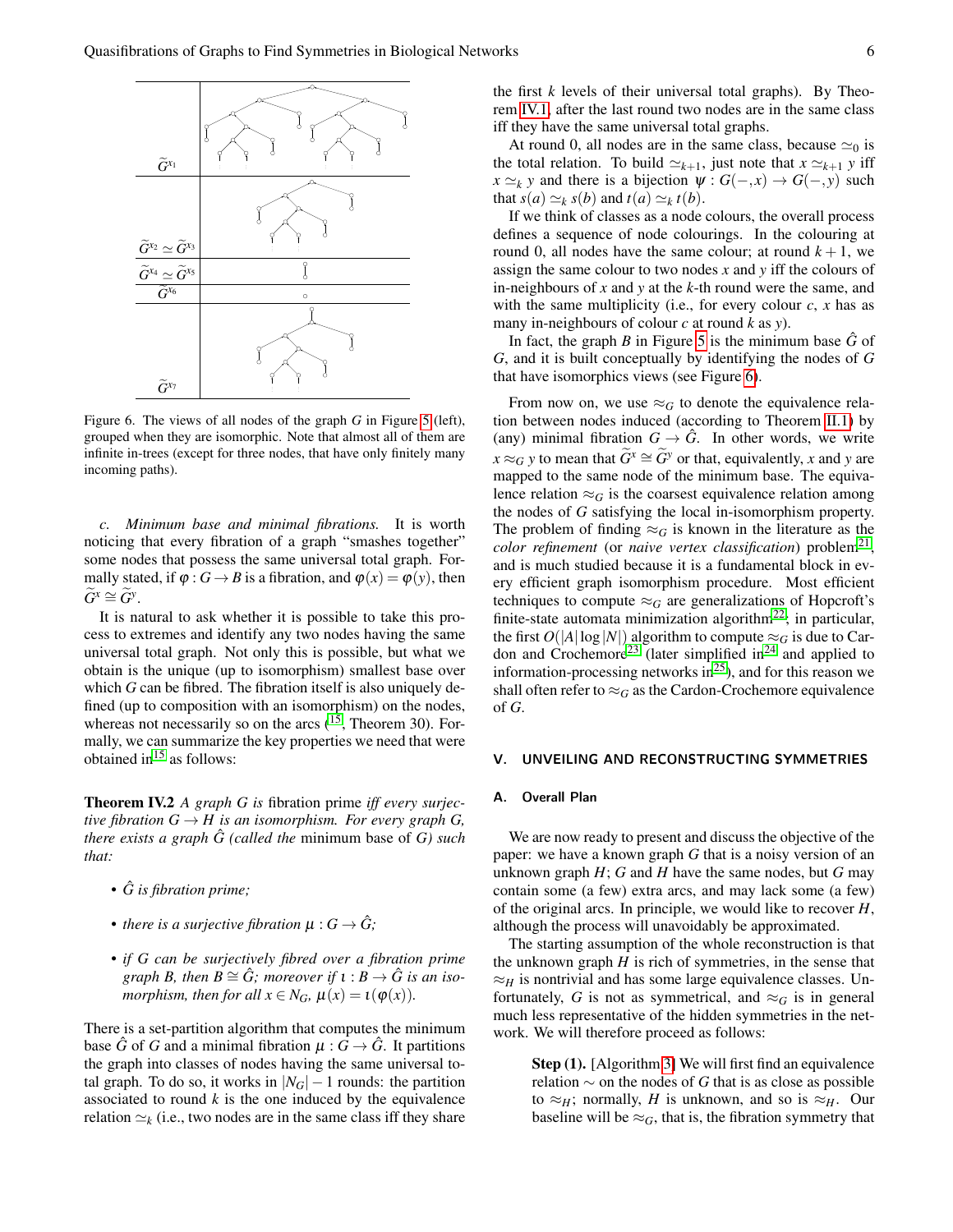Figure 6. The views of all nodes of the graph $G$ in Figure 5 (left), grouped when they are isomorphic. Note that almost all of them are infinite in-trees (except for three nodes, that have only finitely many incoming paths).

*c. Minimum base and minimal fibrations.* It is worth noticing that every fibration of a graph "smashes together" some nodes that possess the same universal total graph. Formally stated, if $\varphi : G \to B$ is a fibration, and $\varphi(x) = \varphi(y)$, then $\widetilde{G}^x \cong \widetilde{G}^y$.

It is natural to ask whether it is possible to take this process to extremes and identify any two nodes having the same universal total graph. Not only this is possible, but what we obtain is the unique (up to isomorphism) smallest base over which $G$ can be fibred. The fibration itself is also uniquely defined (up to composition with an isomorphism) on the nodes, whereas not necessarily so on the arcs ([15], Theorem 30). Formally, we can summarize the key properties we need that were obtained in[15] as follows:

**Theorem IV.2** *A graph $G$ is* fibration prime *iff every surjective fibration $G \to H$ is an isomorphism. For every graph $G$, there exists a graph $\hat{G}$ (called the* minimum base *of $G$) such that:*

- *$\hat{G}$ is fibration prime;*
- *there is a surjective fibration $\mu : G \to \hat{G}$;*
- *if $G$ can be surjectively fibred over a fibration prime graph $B$, then $B \cong \hat{G}$; moreover if $\iota : B \to \hat{G}$ is an isomorphism, then for all $x \in N_G$, $\mu(x) = \iota(\varphi(x))$.*

There is a set-partition algorithm that computes the minimum base $\hat{G}$ of $G$ and a minimal fibration $\mu : G \to \hat{G}$. It partitions the graph into classes of nodes having the same universal total graph. To do so, it works in $|N_G| - 1$ rounds: the partition associated to round $k$ is the one induced by the equivalence relation $\simeq_k$ (i.e., two nodes are in the same class iff they share the first $k$ levels of their universal total graphs). By Theorem IV.1, after the last round two nodes are in the same class iff they have the same universal total graphs.

At round 0, all nodes are in the same class, because $\simeq_0$ is the total relation. To build $\simeq_{k+1}$, just note that $x \simeq_{k+1} y$ iff $x \simeq_k y$ and there is a bijection $\psi : G(-,x) \to G(-,y)$ such that $s(a) \simeq_k s(b)$ and $t(a) \simeq_k t(b)$.

If we think of classes as a node colours, the overall process defines a sequence of node colourings. In the colouring at round 0, all nodes have the same colour; at round $k+1$, we assign the same colour to two nodes $x$ and $y$ iff the colours of in-neighbours of $x$ and $y$ at the $k$-th round were the same, and with the same multiplicity (i.e., for every colour $c$, $x$ has as many in-neighbours of colour $c$ at round $k$ as $y$).

In fact, the graph $B$ in Figure 5 is the minimum base $\hat{G}$ of $G$, and it is built conceptually by identifying the nodes of $G$ that have isomorphics views (see Figure 6).

From now on, we use $\approx_G$ to denote the equivalence relation between nodes induced (according to Theorem II.1) by (any) minimal fibration $G \to \hat{G}$. In other words, we write $x \approx_G y$ to mean that $\widetilde{G}^x \cong \widetilde{G}^y$ or that, equivalently, $x$ and $y$ are mapped to the same node of the minimum base. The equivalence relation $\approx_G$ is the coarsest equivalence relation among the nodes of $G$ satisfying the local in-isomorphism property. The problem of finding $\approx_G$ is known in the literature as the *color refinement* (or *naive vertex classification*) problem[21], and is much studied because it is a fundamental block in every efficient graph isomorphism procedure. Most efficient techniques to compute $\approx_G$ are generalizations of Hopcroft's finite-state automata minimization algorithm[22]; in particular, the first $O(|A| \log |N|)$ algorithm to compute $\approx_G$ is due to Cardon and Crochemore[23] (later simplified in[24] and applied to information-processing networks in[25]), and for this reason we shall often refer to $\approx_G$ as the Cardon-Crochemore equivalence of $G$.

## V. UNVEILING AND RECONSTRUCTING SYMMETRIES

### A. Overall Plan

We are now ready to present and discuss the objective of the paper: we have a known graph $G$ that is a noisy version of an unknown graph $H$; $G$ and $H$ have the same nodes, but $G$ may contain some (a few) extra arcs, and may lack some (a few) of the original arcs. In principle, we would like to recover $H$, although the process will unavoidably be approximated.

The starting assumption of the whole reconstruction is that the unknown graph $H$ is rich of symmetries, in the sense that $\approx_H$ is nontrivial and has some large equivalence classes. Unfortunately, $G$ is not as symmetrical, and $\approx_G$ is in general much less representative of the hidden symmetries in the network. We will therefore proceed as follows:

> **Step (1).** [Algorithm 3] We will first find an equivalence relation $\sim$ on the nodes of $G$ that is as close as possible to $\approx_H$; normally, $H$ is unknown, and so is $\approx_H$. Our baseline will be $\approx_G$, that is, the fibration symmetry that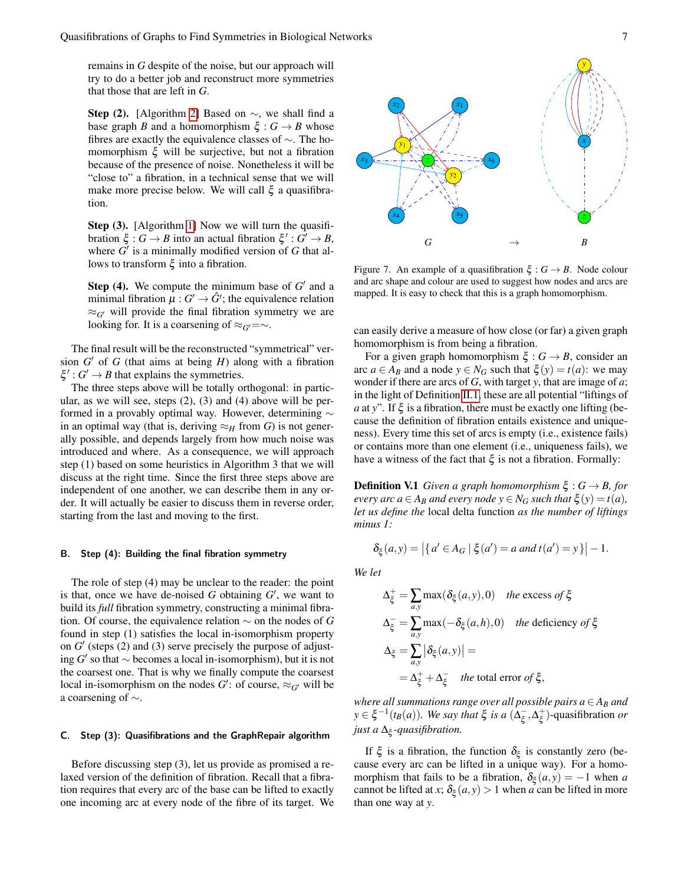remains in $G$ despite of the noise, but our approach will try to do a better job and reconstruct more symmetries that those that are left in $G$.

**Step (2).** [Algorithm 2] Based on $\sim$, we shall find a base graph $B$ and a homomorphism $\xi : G \to B$ whose fibres are exactly the equivalence classes of $\sim$. The homomorphism $\xi$ will be surjective, but not a fibration because of the presence of noise. Nonetheless it will be "close to" a fibration, in a technical sense that we will make more precise below. We will call $\xi$ a quasifibration.

**Step (3).** [Algorithm 1] Now we will turn the quasifibration $\xi : G \to B$ into an actual fibration $\xi' : G' \to B$, where $G'$ is a minimally modified version of $G$ that allows to transform $\xi$ into a fibration.

**Step (4).** We compute the minimum base of $G'$ and a minimal fibration $\mu : G' \to \hat{G}'$; the equivalence relation $\approx_{G'}$ will provide the final fibration symmetry we are looking for. It is a coarsening of $\approx_{G'} = \sim$.

The final result will be the reconstructed "symmetrical" version $G'$ of $G$ (that aims at being $H$) along with a fibration $\xi' : G' \to B$ that explains the symmetries.

The three steps above will be totally orthogonal: in particular, as we will see, steps (2), (3) and (4) above will be performed in a provably optimal way. However, determining $\sim$ in an optimal way (that is, deriving $\approx_H$ from $G$) is not generally possible, and depends largely from how much noise was introduced and where. As a consequence, we will approach step (1) based on some heuristics in Algorithm 3 that we will discuss at the right time. Since the first three steps above are independent of one another, we can describe them in any order. It will actually be easier to discuss them in reverse order, starting from the last and moving to the first.

### B. Step (4): Building the final fibration symmetry

The role of step (4) may be unclear to the reader: the point is that, once we have de-noised $G$ obtaining $G'$, we want to build its *full* fibration symmetry, constructing a minimal fibration. Of course, the equivalence relation $\sim$ on the nodes of $G$ found in step (1) satisfies the local in-isomorphism property on $G'$ (steps (2) and (3) serve precisely the purpose of adjusting $G'$ so that $\sim$ becomes a local in-isomorphism), but it is not the coarsest one. That is why we finally compute the coarsest local in-isomorphism on the nodes $G'$: of course, $\approx_{G'}$ will be a coarsening of $\sim$.

### C. Step (3): Quasifibrations and the GraphRepair algorithm

Before discussing step (3), let us provide as promised a relaxed version of the definition of fibration. Recall that a fibration requires that every arc of the base can be lifted to exactly one incoming arc at every node of the fibre of its target. We can easily derive a measure of how close (or far) a given graph homomorphism is from being a fibration.

Figure 7. An example of a quasifibration $\xi : G \to B$. Node colour and arc shape and colour are used to suggest how nodes and arcs are mapped. It is easy to check that this is a graph homomorphism.

For a given graph homomorphism $\xi : G \to B$, consider an arc $a \in A_B$ and a node $y \in N_G$ such that $\xi(y) = t(a)$: we may wonder if there are arcs of $G$, with target $y$, that are image of $a$; in the light of Definition II.1, these are all potential "liftings of $a$ at $y$". If $\xi$ is a fibration, there must be exactly one lifting (because the definition of fibration entails existence and uniqueness). Every time this set of arcs is empty (i.e., existence fails) or contains more than one element (i.e., uniqueness fails), we have a witness of the fact that $\xi$ is not a fibration. Formally:

**Definition V.1** *Given a graph homomorphism $\xi : G \to B$, for every arc $a \in A_B$ and every node $y \in N_G$ such that $\xi(y) = t(a)$, let us define the* local delta function *as the number of liftings minus 1:*

$$\delta_\xi(a, y) = \left|\{\, a' \in A_G \mid \xi(a') = a \text{ and } t(a') = y \,\}\right| - 1.$$

*We let*

$$\Delta^+_\xi = \sum_{a,y} \max(\delta_\xi(a,y), 0) \quad \textit{the excess of } \xi$$

$$\Delta^-_\xi = \sum_{a,y} \max(-\delta_\xi(a,h), 0) \quad \textit{the deficiency of } \xi$$

$$\Delta_\xi = \sum_{a,y} \left|\delta_\xi(a,y)\right| = \\ = \Delta^+_\xi + \Delta^-_\xi \quad \textit{the total error of } \xi,$$

*where all summations range over all possible pairs $a \in A_B$ and $y \in \xi^{-1}(t_B(a))$. We say that $\xi$ is a $(\Delta^-_\xi, \Delta^+_\xi)$-quasifibration or just a $\Delta_\xi$-quasifibration.*

If $\xi$ is a fibration, the function $\delta_\xi$ is constantly zero (because every arc can be lifted in a unique way). For a homomorphism that fails to be a fibration, $\delta_\xi(a, y) = -1$ when $a$ cannot be lifted at $x$; $\delta_\xi(a, y) > 1$ when $a$ can be lifted in more than one way at $y$.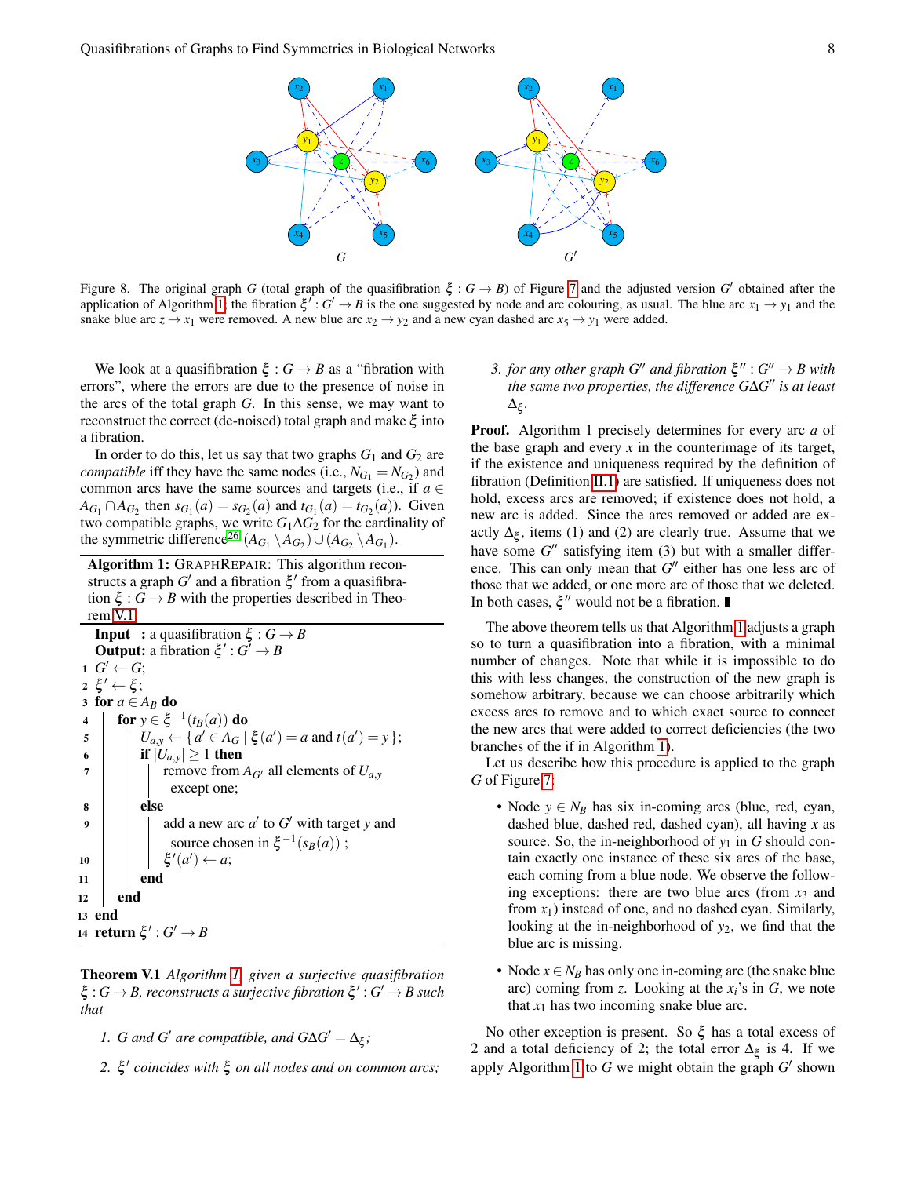Figure 8. The original graph $G$ (total graph of the quasifibration $\xi : G \to B$) of Figure 7 and the adjusted version $G'$ obtained after the application of Algorithm 1; the fibration $\xi' : G' \to B$ is the one suggested by node and arc colouring, as usual. The blue arc $x_1 \to y_1$ and the snake blue arc $z \to x_1$ were removed. A new blue arc $x_2 \to y_2$ and a new cyan dashed arc $x_5 \to y_1$ were added.

We look at a quasifibration $\xi : G \to B$ as a "fibration with errors", where the errors are due to the presence of noise in the arcs of the total graph $G$. In this sense, we may want to reconstruct the correct (de-noised) total graph and make $\xi$ into a fibration.

In order to do this, let us say that two graphs $G_1$ and $G_2$ are *compatible* iff they have the same nodes (i.e., $N_{G_1} = N_{G_2}$) and common arcs have the same sources and targets (i.e., if $a \in A_{G_1} \cap A_{G_2}$ then $s_{G_1}(a) = s_{G_2}(a)$ and $t_{G_1}(a) = t_{G_2}(a)$). Given two compatible graphs, we write $G_1 \Delta G_2$ for the cardinality of the symmetric difference[26] $(A_{G_1} \setminus A_{G_2}) \cup (A_{G_2} \setminus A_{G_1})$.

**Algorithm 1:** GRAPHREPAIR: This algorithm reconstructs a graph $G'$ and a fibration $\xi'$ from a quasifibration $\xi : G \to B$ with the properties described in Theorem V.1

```
   Input  : a quasifibration ξ : G → B
   Output: a fibration ξ' : G' → B
1  G' ← G;
2  ξ' ← ξ;
3  for a ∈ A_B do
4      for y ∈ ξ^{-1}(t_B(a)) do
5          U_{a,y} ← { a' ∈ A_G | ξ(a') = a and t(a') = y };
6          if |U_{a,y}| ≥ 1 then
7              remove from A_{G'} all elements of U_{a,y}
                 except one;
8          else
9              add a new arc a' to G' with target y and
                 source chosen in ξ^{-1}(s_B(a)) ;
10             ξ'(a') ← a;
11         end
12     end
13 end
14 return ξ' : G' → B
```

**Theorem V.1** *Algorithm 1, given a surjective quasifibration $\xi : G \to B$, reconstructs a surjective fibration $\xi' : G' \to B$ such that*

1. *$G$ and $G'$ are compatible, and $G \Delta G' = \Delta_\xi$;*
2. *$\xi'$ coincides with $\xi$ on all nodes and on common arcs;*
3. *for any other graph $G''$ and fibration $\xi'' : G'' \to B$ with the same two properties, the difference $G \Delta G''$ is at least $\Delta_\xi$.*

**Proof.** Algorithm 1 precisely determines for every arc $a$ of the base graph and every $x$ in the counterimage of its target, if the existence and uniqueness required by the definition of fibration (Definition II.1) are satisfied. If uniqueness does not hold, excess arcs are removed; if existence does not hold, a new arc is added. Since the arcs removed or added are exactly $\Delta_\xi$, items (1) and (2) are clearly true. Assume that we have some $G''$ satisfying item (3) but with a smaller difference. This can only mean that $G''$ either has one less arc of those that we added, or one more arc of those that we deleted. In both cases, $\xi''$ would not be a fibration. ∎

The above theorem tells us that Algorithm 1 adjusts a graph so to turn a quasifibration into a fibration, with a minimal number of changes. Note that while it is impossible to do this with less changes, the construction of the new graph is somehow arbitrary, because we can choose arbitrarily which excess arcs to remove and to which exact source to connect the new arcs that were added to correct deficiencies (the two branches of the if in Algorithm 1).

Let us describe how this procedure is applied to the graph $G$ of Figure 7:

- Node $y \in N_B$ has six in-coming arcs (blue, red, cyan, dashed blue, dashed red, dashed cyan), all having $x$ as source. So, the in-neighborhood of $y_1$ in $G$ should contain exactly one instance of these six arcs of the base, each coming from a blue node. We observe the following exceptions: there are two blue arcs (from $x_3$ and from $x_1$) instead of one, and no dashed cyan. Similarly, looking at the in-neighborhood of $y_2$, we find that the blue arc is missing.
- Node $x \in N_B$ has only one in-coming arc (the snake blue arc) coming from $z$. Looking at the $x_i$'s in $G$, we note that $x_1$ has two incoming snake blue arc.

No other exception is present. So $\xi$ has a total excess of 2 and a total deficiency of 2; the total error $\Delta_\xi$ is 4. If we apply Algorithm 1 to $G$ we might obtain the graph $G'$ shown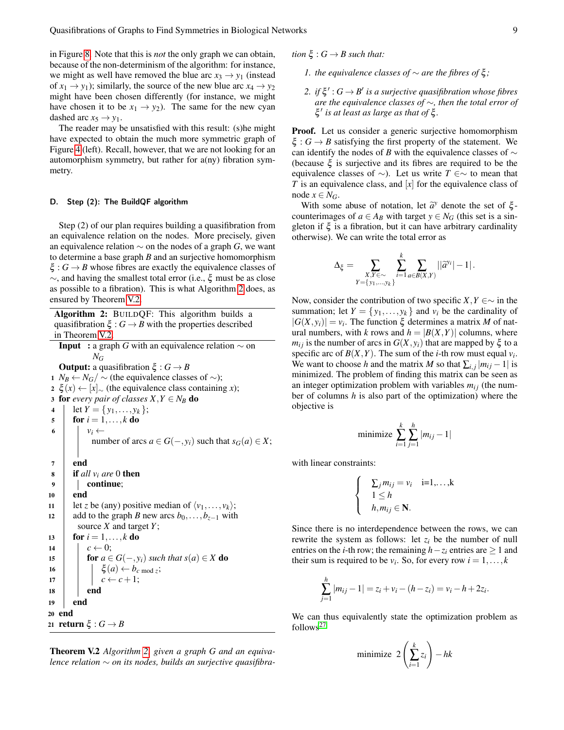in Figure 8. Note that this is *not* the only graph we can obtain, because of the non-determinism of the algorithm: for instance, we might as well have removed the blue arc $x_3 \to y_1$ (instead of $x_1 \to y_1$); similarly, the source of the new blue arc $x_4 \to y_2$ might have been chosen differently (for instance, we might have chosen it to be $x_1 \to y_2$). The same for the new cyan dashed arc $x_5 \to y_1$.

The reader may be unsatisfied with this result: (s)he might have expected to obtain the much more symmetric graph of Figure 4 (left). Recall, however, that we are not looking for an automorphism symmetry, but rather for a(ny) fibration symmetry.

### D. Step (2): The BuildQF algorithm

Step (2) of our plan requires building a quasifibration from an equivalence relation on the nodes. More precisely, given an equivalence relation $\sim$ on the nodes of a graph $G$, we want to determine a base graph $B$ and an surjective homomorphism $\xi : G \to B$ whose fibres are exactly the equivalence classes of $\sim$, and having the smallest total error (i.e., $\xi$ must be as close as possible to a fibration). This is what Algorithm 2 does, as ensured by Theorem V.2.

**Algorithm 2:** BUILDQF: This algorithm builds a quasifibration $\xi : G \to B$ with the properties described in Theorem V.2.

```
Input  : a graph G with an equivalence relation ~ on N_G
Output: a quasifibration ξ : G → B
1  N_B ← N_G/~ (the equivalence classes of ~);
2  ξ(x) ← [x]_~ (the equivalence class containing x);
3  for every pair of classes X,Y ∈ N_B do
4      let Y = {y_1,...,y_k};
5      for i = 1,...,k do
6          v_i ← number of arcs a ∈ G(−,y_i) such that s_G(a) ∈ X;
7      end
8      if all v_i are 0 then
9          continue;
10     end
11     let z be (any) positive median of ⟨v_1,...,v_k⟩;
12     add to the graph B new arcs b_0,...,b_{z−1} with source X and target Y;
13     for i = 1,...,k do
14         c ← 0;
15         for a ∈ G(−,y_i) such that s(a) ∈ X do
16             ξ(a) ← b_{c mod z};
17             c ← c+1;
18         end
19     end
20 end
21 return ξ : G → B
```

**Theorem V.2** *Algorithm 2, given a graph $G$ and an equivalence relation $\sim$ on its nodes, builds an surjective quasifibration $\xi : G \to B$ such that:*

1. *the equivalence classes of $\sim$ are the fibres of $\xi$;*
2. *if $\xi' : G \to B'$ is a surjective quasifibration whose fibres are the equivalence classes of $\sim$, then the total error of $\xi'$ is at least as large as that of $\xi$.*

**Proof.** Let us consider a generic surjective homomorphism $\xi : G \to B$ satisfying the first property of the statement. We can identify the nodes of $B$ with the equivalence classes of $\sim$ (because $\xi$ is surjective and its fibres are required to be the equivalence classes of $\sim$). Let us write $T \in\sim$ to mean that $T$ is an equivalence class, and $[x]$ for the equivalence class of node $x \in N_G$.

With some abuse of notation, let $\widetilde{a}^y$ denote the set of $\xi$-counterimages of $a \in A_B$ with target $y \in N_G$ (this set is a singleton if $\xi$ is a fibration, but it can have arbitrary cardinality otherwise). We can write the total error as

$$\Delta_\xi = \sum_{\substack{X,Y\in\sim\\ Y=\{y_1,\dots,y_k\}}} \sum_{i=1}^{k} \sum_{a\in B(X,Y)} \left||\widetilde{a}^{y_i}|-1\right|.$$

Now, consider the contribution of two specific $X,Y \in\sim$ in the summation; let $Y = \{y_1,\dots,y_k\}$ and $v_i$ be the cardinality of $|G(X,y_i)| = v_i$. The function $\xi$ determines a matrix $M$ of natural numbers, with $k$ rows and $h = |B(X,Y)|$ columns, where $m_{ij}$ is the number of arcs in $G(X,y_i)$ that are mapped by $\xi$ to a specific arc of $B(X,Y)$. The sum of the $i$-th row must equal $v_i$. We want to choose $h$ and the matrix $M$ so that $\sum_{i,j}|m_{ij}-1|$ is minimized. The problem of finding this matrix can be seen as an integer optimization problem with variables $m_{ij}$ (the number of columns $h$ is also part of the optimization) where the objective is

$$\text{minimize} \sum_{i=1}^{k}\sum_{j=1}^{h}|m_{ij}-1|$$

with linear constraints:

$$\begin{cases} \sum_j m_{ij} = v_i \quad \text{i=1,\dots,k} \\ 1 \le h \\ h, m_{ij} \in \mathbf{N}. \end{cases}$$

Since there is no interdependence between the rows, we can rewrite the system as follows: let $z_i$ be the number of null entries on the $i$-th row; the remaining $h - z_i$ entries are $\ge 1$ and their sum is required to be $v_i$. So, for every row $i = 1,\dots,k$

$$\sum_{j=1}^{h}|m_{ij}-1| = z_i + v_i - (h - z_i) = v_i - h + 2z_i.$$

We can thus equivalently state the optimization problem as follows[27]

$$\text{minimize } 2\left(\sum_{i=1}^{k} z_i\right) - hk$$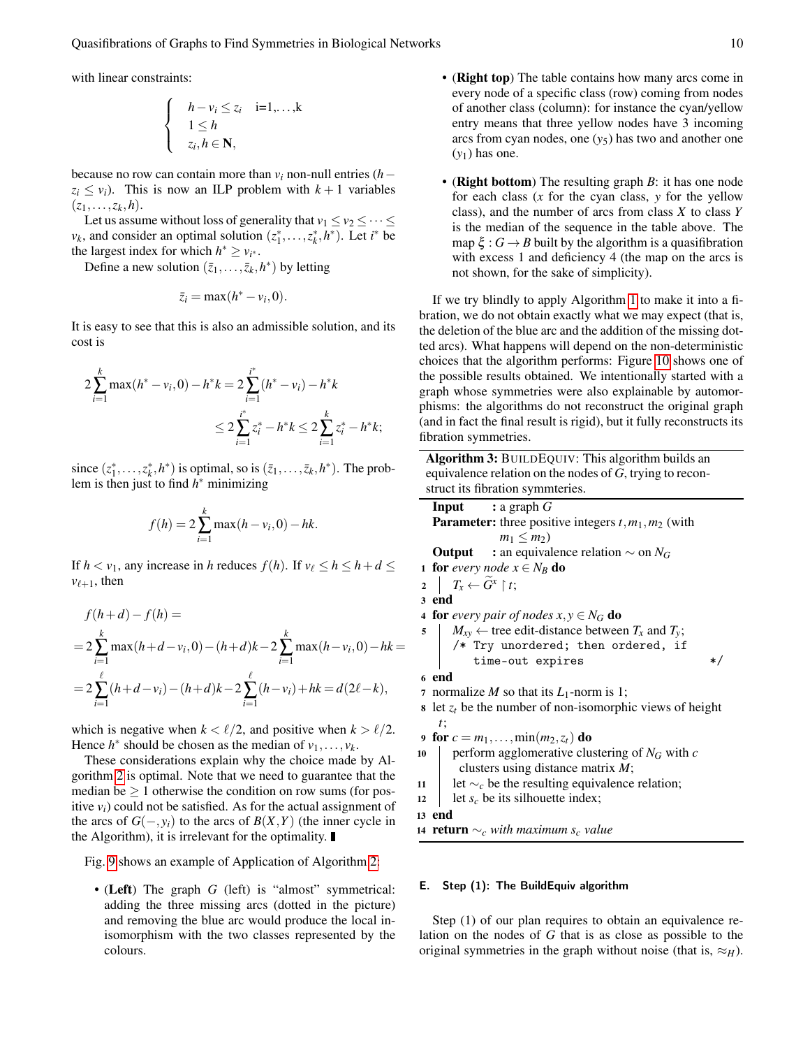with linear constraints:

$$\begin{cases} h - v_i \leq z_i & \text{i=1,\dots,k} \\ 1 \leq h & \\ z_i, h \in \mathbf{N}, & \end{cases}$$

because no row can contain more than $v_i$ non-null entries ($h - z_i \leq v_i$). This is now an ILP problem with $k+1$ variables $(z_1, \dots, z_k, h)$.

Let us assume without loss of generality that $v_1 \leq v_2 \leq \dots \leq v_k$, and consider an optimal solution $(z_1^*, \dots, z_k^*, h^*)$. Let $i^*$ be the largest index for which $h^* \geq v_{i^*}$.

Define a new solution $(\bar{z}_1, \dots, \bar{z}_k, h^*)$ by letting

$$\bar{z}_i = \max(h^* - v_i, 0).$$

It is easy to see that this is also an admissible solution, and its cost is

$$2\sum_{i=1}^{k} \max(h^* - v_i, 0) - h^* k = 2\sum_{i=1}^{i^*} (h^* - v_i) - h^* k$$
$$\leq 2\sum_{i=1}^{i^*} z_i^* - h^* k \leq 2\sum_{i=1}^{k} z_i^* - h^* k;$$

since $(z_1^*, \dots, z_k^*, h^*)$ is optimal, so is $(\bar{z}_1, \dots, \bar{z}_k, h^*)$. The problem is then just to find $h^*$ minimizing

$$f(h) = 2\sum_{i=1}^{k} \max(h - v_i, 0) - hk.$$

If $h < v_1$, any increase in $h$ reduces $f(h)$. If $v_\ell \leq h \leq h + d \leq v_{\ell+1}$, then

$$f(h+d) - f(h) =$$
$$= 2\sum_{i=1}^{k} \max(h+d-v_i, 0) - (h+d)k - 2\sum_{i=1}^{k} \max(h - v_i, 0) - hk =$$
$$= 2\sum_{i=1}^{\ell} (h+d-v_i) - (h+d)k - 2\sum_{i=1}^{\ell} (h - v_i) + hk = d(2\ell - k),$$

which is negative when $k < \ell/2$, and positive when $k > \ell/2$. Hence $h^*$ should be chosen as the median of $v_1, \dots, v_k$.

These considerations explain why the choice made by Algorithm 2 is optimal. Note that we need to guarantee that the median be $\geq 1$ otherwise the condition on row sums (for positive $v_i$) could not be satisfied. As for the actual assignment of the arcs of $G(-, y_i)$ to the arcs of $B(X, Y)$ (the inner cycle in the Algorithm), it is irrelevant for the optimality. ∎

Fig. 9 shows an example of Application of Algorithm 2:

- **(Left)** The graph $G$ (left) is "almost" symmetrical: adding the three missing arcs (dotted in the picture) and removing the blue arc would produce the local in-isomorphism with the two classes represented by the colours.
- **(Right top)** The table contains how many arcs come in every node of a specific class (row) coming from nodes of another class (column): for instance the cyan/yellow entry means that three yellow nodes have 3 incoming arcs from cyan nodes, one ($y_5$) has two and another one ($y_1$) has one.
- **(Right bottom)** The resulting graph $B$: it has one node for each class ($x$ for the cyan class, $y$ for the yellow class), and the number of arcs from class $X$ to class $Y$ is the median of the sequence in the table above. The map $\xi : G \to B$ built by the algorithm is a quasifibration with excess 1 and deficiency 4 (the map on the arcs is not shown, for the sake of simplicity).

If we try blindly to apply Algorithm 1 to make it into a fibration, we do not obtain exactly what we may expect (that is, the deletion of the blue arc and the addition of the missing dotted arcs). What happens will depend on the non-deterministic choices that the algorithm performs: Figure 10 shows one of the possible results obtained. We intentionally started with a graph whose symmetries were also explainable by automorphisms: the algorithms do not reconstruct the original graph (and in fact the final result is rigid), but it fully reconstructs its fibration symmetries.

---

**Algorithm 3:** BUILDEQUIV: This algorithm builds an equivalence relation on the nodes of $G$, trying to reconstruct its fibration symmteries.

**Input** : a graph $G$
**Parameter:** three positive integers $t, m_1, m_2$ (with $m_1 \leq m_2$)
**Output** : an equivalence relation $\sim$ on $N_G$

```
1  for every node x ∈ N_B do
2  |   T_x ← G̃^x ↾ t;
3  end
4  for every pair of nodes x, y ∈ N_G do
5  |   M_xy ← tree edit-distance between T_x and T_y;
   |   /* Try unordered; then ordered, if
   |      time-out expires                          */
6  end
7  normalize M so that its L_1-norm is 1;
8  let z_t be the number of non-isomorphic views of height
   t;
9  for c = m_1, ..., min(m_2, z_t) do
10 |   perform agglomerative clustering of N_G with c
   |   clusters using distance matrix M;
11 |   let ~_c be the resulting equivalence relation;
12 |   let s_c be its silhouette index;
13 end
14 return ~_c with maximum s_c value
```

---

### E. Step (1): The BuildEquiv algorithm

Step (1) of our plan requires to obtain an equivalence relation on the nodes of $G$ that is as close as possible to the original symmetries in the graph without noise (that is, $\approx_H$).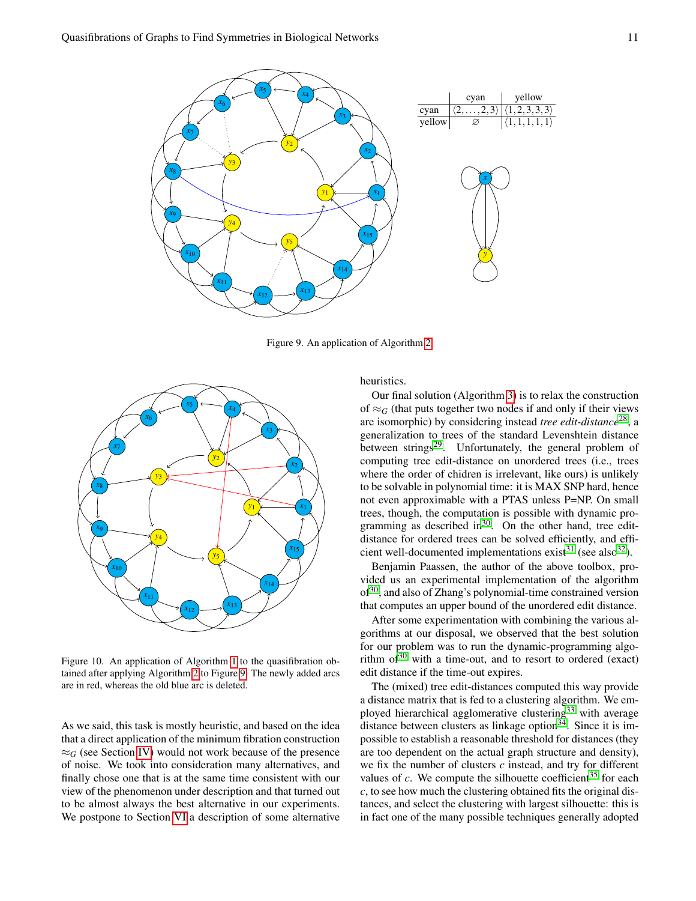|  | cyan | yellow |
|---|---|---|
| cyan | $\langle 2,\ldots,2,3\rangle$ | $\langle 1,2,3,3,3\rangle$ |
| yellow | $\varnothing$ | $\langle 1,1,1,1,1\rangle$ |

Figure 9. An application of Algorithm 2.

Figure 10. An application of Algorithm 1 to the quasifibration obtained after applying Algorithm 2 to Figure 9. The newly added arcs are in red, whereas the old blue arc is deleted.

As we said, this task is mostly heuristic, and based on the idea that a direct application of the minimum fibration construction $\approx_G$ (see Section IV) would not work because of the presence of noise. We took into consideration many alternatives, and finally chose one that is at the same time consistent with our view of the phenomenon under description and that turned out to be almost always the best alternative in our experiments. We postpone to Section VI a description of some alternative heuristics.

Our final solution (Algorithm 3) is to relax the construction of $\approx_G$ (that puts together two nodes if and only if their views are isomorphic) by considering instead *tree edit-distance*[28], a generalization to trees of the standard Levenshtein distance between strings[29]. Unfortunately, the general problem of computing tree edit-distance on unordered trees (i.e., trees where the order of chidren is irrelevant, like ours) is unlikely to be solvable in polynomial time: it is MAX SNP hard, hence not even approximable with a PTAS unless P=NP. On small trees, though, the computation is possible with dynamic programming as described in[30]. On the other hand, tree edit-distance for ordered trees can be solved efficiently, and efficient well-documented implementations exist[31] (see also[32]).

Benjamin Paassen, the author of the above toolbox, provided us an experimental implementation of the algorithm of[30], and also of Zhang's polynomial-time constrained version that computes an upper bound of the unordered edit distance.

After some experimentation with combining the various algorithms at our disposal, we observed that the best solution for our problem was to run the dynamic-programming algorithm of[30] with a time-out, and to resort to ordered (exact) edit distance if the time-out expires.

The (mixed) tree edit-distances computed this way provide a distance matrix that is fed to a clustering algorithm. We employed hierarchical agglomerative clustering[33] with average distance between clusters as linkage option[34]. Since it is impossible to establish a reasonable threshold for distances (they are too dependent on the actual graph structure and density), we fix the number of clusters $c$ instead, and try for different values of $c$. We compute the silhouette coefficient[35] for each $c$, to see how much the clustering obtained fits the original distances, and select the clustering with largest silhouette: this is in fact one of the many possible techniques generally adopted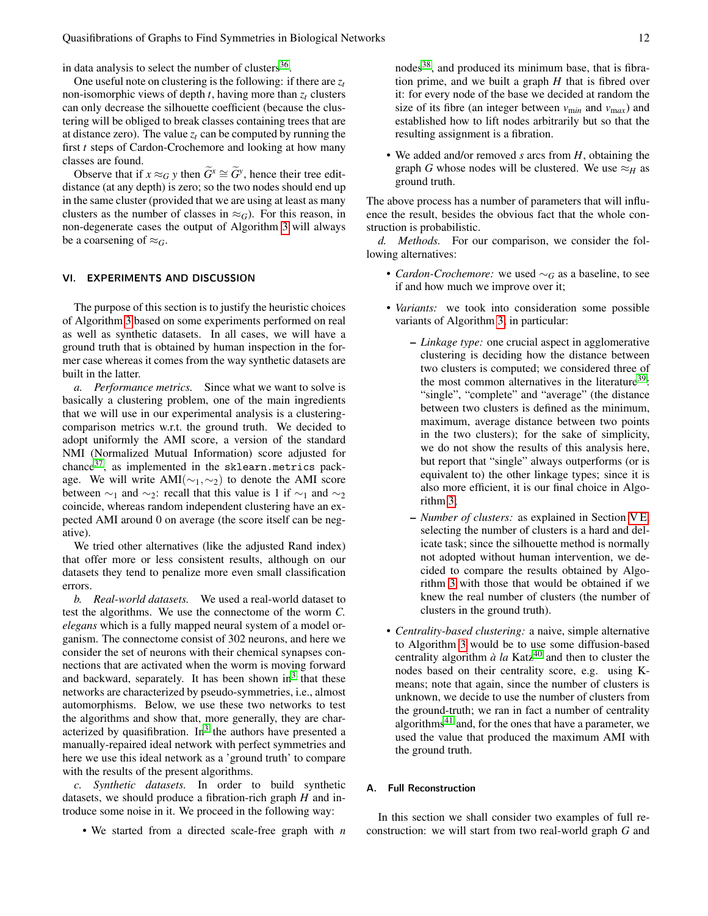in data analysis to select the number of clusters[36].

One useful note on clustering is the following: if there are $z_t$ non-isomorphic views of depth $t$, having more than $z_t$ clusters can only decrease the silhouette coefficient (because the clustering will be obliged to break classes containing trees that are at distance zero). The value $z_t$ can be computed by running the first $t$ steps of Cardon-Crochemore and looking at how many classes are found.

Observe that if $x \approx_G y$ then $\widetilde{G}^x \cong \widetilde{G}^y$, hence their tree edit-distance (at any depth) is zero; so the two nodes should end up in the same cluster (provided that we are using at least as many clusters as the number of classes in $\approx_G$). For this reason, in non-degenerate cases the output of Algorithm 3 will always be a coarsening of $\approx_G$.

## VI. EXPERIMENTS AND DISCUSSION

The purpose of this section is to justify the heuristic choices of Algorithm 3 based on some experiments performed on real as well as synthetic datasets. In all cases, we will have a ground truth that is obtained by human inspection in the former case whereas it comes from the way synthetic datasets are built in the latter.

*a. Performance metrics.* Since what we want to solve is basically a clustering problem, one of the main ingredients that we will use in our experimental analysis is a clustering-comparison metrics w.r.t. the ground truth. We decided to adopt uniformly the AMI score, a version of the standard NMI (Normalized Mutual Information) score adjusted for chance[37], as implemented in the `sklearn.metrics` package. We will write $\mathrm{AMI}(\sim_1, \sim_2)$ to denote the AMI score between $\sim_1$ and $\sim_2$: recall that this value is 1 if $\sim_1$ and $\sim_2$ coincide, whereas random independent clustering have an expected AMI around 0 on average (the score itself can be negative).

We tried other alternatives (like the adjusted Rand index) that offer more or less consistent results, although on our datasets they tend to penalize more even small classification errors.

*b. Real-world datasets.* We used a real-world dataset to test the algorithms. We use the connectome of the worm *C. elegans* which is a fully mapped neural system of a model organism. The connectome consist of 302 neurons, and here we consider the set of neurons with their chemical synapses connections that are activated when the worm is moving forward and backward, separately. It has been shown in[3] that these networks are characterized by pseudo-symmetries, i.e., almost automorphisms. Below, we use these two networks to test the algorithms and show that, more generally, they are characterized by quasifibration. In[3] the authors have presented a manually-repaired ideal network with perfect symmetries and here we use this ideal network as a 'ground truth' to compare with the results of the present algorithms.

*c. Synthetic datasets.* In order to build synthetic datasets, we should produce a fibration-rich graph $H$ and introduce some noise in it. We proceed in the following way:

- We started from a directed scale-free graph with $n$ nodes[38], and produced its minimum base, that is fibration prime, and we built a graph $H$ that is fibred over it: for every node of the base we decided at random the size of its fibre (an integer between $v_{min}$ and $v_{max}$) and established how to lift nodes arbitrarily but so that the resulting assignment is a fibration.
- We added and/or removed $s$ arcs from $H$, obtaining the graph $G$ whose nodes will be clustered. We use $\approx_H$ as ground truth.

The above process has a number of parameters that will influence the result, besides the obvious fact that the whole construction is probabilistic.

*d. Methods.* For our comparison, we consider the following alternatives:

- *Cardon-Crochemore:* we used $\sim_G$ as a baseline, to see if and how much we improve over it;
- *Variants:* we took into consideration some possible variants of Algorithm 3, in particular:
  - *Linkage type:* one crucial aspect in agglomerative clustering is deciding how the distance between two clusters is computed; we considered three of the most common alternatives in the literature[39]: "single", "complete" and "average" (the distance between two clusters is defined as the minimum, maximum, average distance between two points in the two clusters); for the sake of simplicity, we do not show the results of this analysis here, but report that "single" always outperforms (or is equivalent to) the other linkage types; since it is also more efficient, it is our final choice in Algorithm 3;
  - *Number of clusters:* as explained in Section V E, selecting the number of clusters is a hard and delicate task; since the silhouette method is normally not adopted without human intervention, we decided to compare the results obtained by Algorithm 3 with those that would be obtained if we knew the real number of clusters (the number of clusters in the ground truth).
- *Centrality-based clustering:* a naive, simple alternative to Algorithm 3 would be to use some diffusion-based centrality algorithm *à la* Katz[40] and then to cluster the nodes based on their centrality score, e.g. using K-means; note that again, since the number of clusters is unknown, we decide to use the number of clusters from the ground-truth; we ran in fact a number of centrality algorithms[41] and, for the ones that have a parameter, we used the value that produced the maximum AMI with the ground truth.

### A. Full Reconstruction

In this section we shall consider two examples of full reconstruction: we will start from two real-world graph $G$ and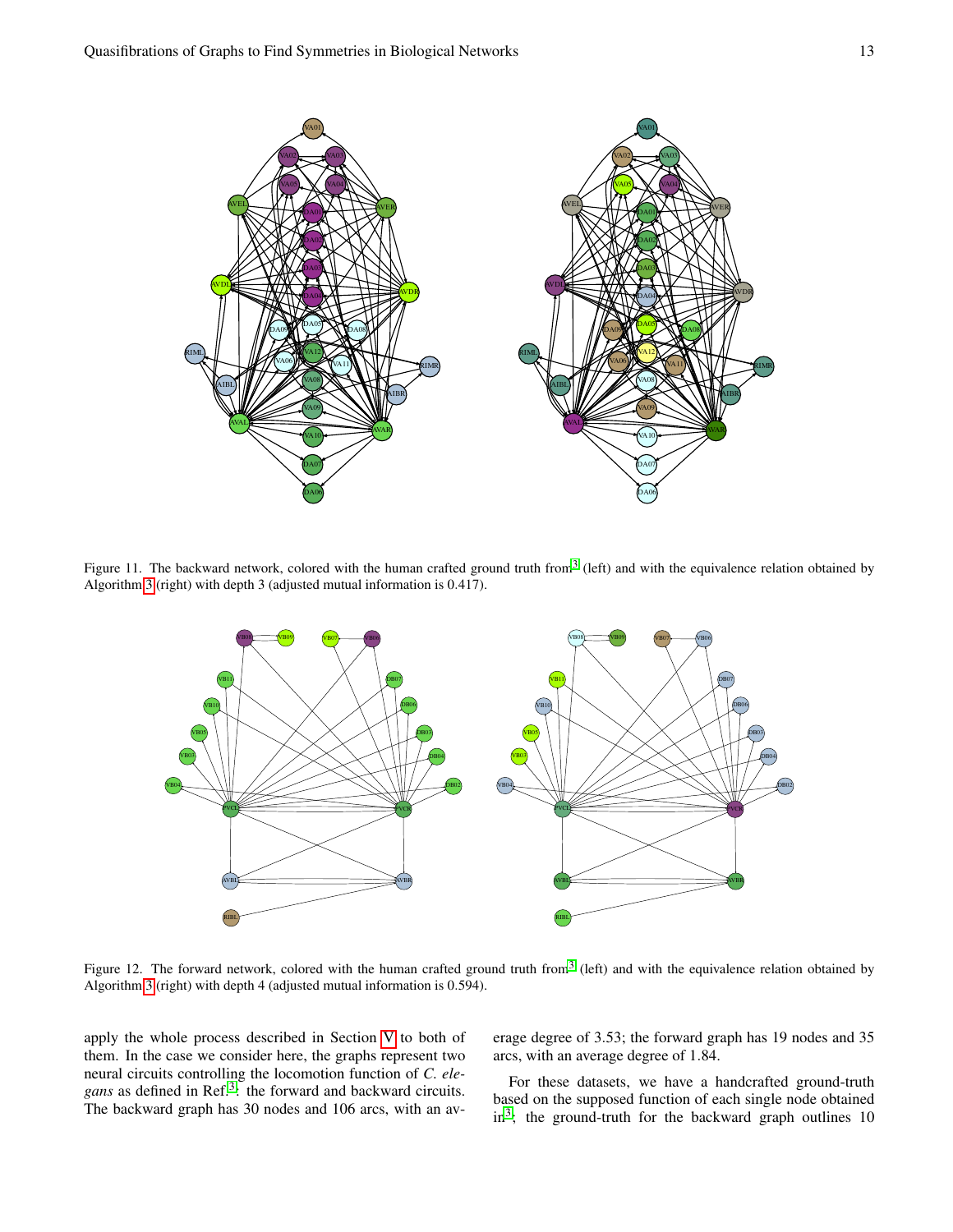Figure 11. The backward network, colored with the human crafted ground truth from[3] (left) and with the equivalence relation obtained by Algorithm 3 (right) with depth 3 (adjusted mutual information is 0.417).

Figure 12. The forward network, colored with the human crafted ground truth from[3] (left) and with the equivalence relation obtained by Algorithm 3 (right) with depth 4 (adjusted mutual information is 0.594).

apply the whole process described in Section V to both of them. In the case we consider here, the graphs represent two neural circuits controlling the locomotion function of *C. elegans* as defined in Ref.[3]: the forward and backward circuits. The backward graph has 30 nodes and 106 arcs, with an average degree of 3.53; the forward graph has 19 nodes and 35 arcs, with an average degree of 1.84.

For these datasets, we have a handcrafted ground-truth based on the supposed function of each single node obtained in[3]; the ground-truth for the backward graph outlines 10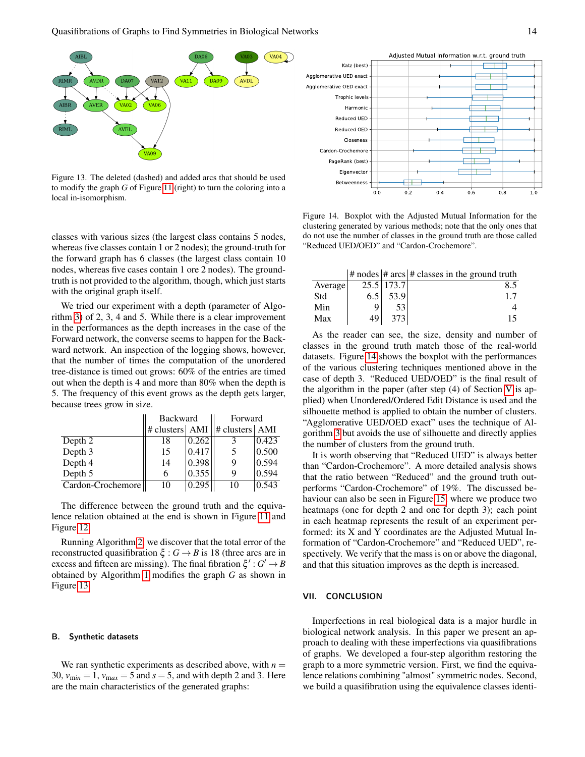Figure 13. The deleted (dashed) and added arcs that should be used to modify the graph $G$ of Figure 11 (right) to turn the coloring into a local in-isomorphism.

classes with various sizes (the largest class contains 5 nodes, whereas five classes contain 1 or 2 nodes); the ground-truth for the forward graph has 6 classes (the largest class contain 10 nodes, whereas five cases contain 1 ore 2 nodes). The ground-truth is not provided to the algorithm, though, which just starts with the original graph itself.

We tried our experiment with a depth (parameter of Algorithm 3) of 2, 3, 4 and 5. While there is a clear improvement in the performances as the depth increases in the case of the Forward network, the converse seems to happen for the Backward network. An inspection of the logging shows, however, that the number of times the computation of the unordered tree-distance is timed out grows: 60% of the entries are timed out when the depth is 4 and more than 80% when the depth is 5. The frequency of this event grows as the depth gets larger, because trees grow in size.

| | Backward | | Forward | |
|---|---|---|---|---|
| | # clusters | AMI | # clusters | AMI |
| Depth 2 | 18 | 0.262 | 3 | 0.423 |
| Depth 3 | 15 | 0.417 | 5 | 0.500 |
| Depth 4 | 14 | 0.398 | 9 | 0.594 |
| Depth 5 | 6 | 0.355 | 9 | 0.594 |
| Cardon-Crochemore | 10 | 0.295 | 10 | 0.543 |

The difference between the ground truth and the equivalence relation obtained at the end is shown in Figure 11 and Figure 12.

Running Algorithm 2, we discover that the total error of the reconstructed quasifibration $\xi : G \to B$ is 18 (three arcs are in excess and fifteen are missing). The final fibration $\xi' : G' \to B$ obtained by Algorithm 1 modifies the graph $G$ as shown in Figure 13.

## B. Synthetic datasets

We ran synthetic experiments as described above, with $n = 30$, $v_{\min} = 1$, $v_{\max} = 5$ and $s = 5$, and with depth 2 and 3. Here are the main characteristics of the generated graphs:

Figure 14. Boxplot with the Adjusted Mutual Information for the clustering generated by various methods; note that the only ones that do not use the number of classes in the ground truth are those called "Reduced UED/OED" and "Cardon-Crochemore".

| | # nodes | # arcs | # classes in the ground truth |
|---|---|---|---|
| Average | 25.5 | 173.7 | 8.5 |
| Std | 6.5 | 53.9 | 1.7 |
| Min | 9 | 53 | 4 |
| Max | 49 | 373 | 15 |

As the reader can see, the size, density and number of classes in the ground truth match those of the real-world datasets. Figure 14 shows the boxplot with the performances of the various clustering techniques mentioned above in the case of depth 3. "Reduced UED/OED" is the final result of the algorithm in the paper (after step (4) of Section V is applied) when Unordered/Ordered Edit Distance is used and the silhouette method is applied to obtain the number of clusters. "Agglomerative UED/OED exact" uses the technique of Algorithm 3 but avoids the use of silhouette and directly applies the number of clusters from the ground truth.

It is worth observing that "Reduced UED" is always better than "Cardon-Crochemore". A more detailed analysis shows that the ratio between "Reduced" and the ground truth outperforms "Cardon-Crochemore" of 19%. The discussed behaviour can also be seen in Figure 15, where we produce two heatmaps (one for depth 2 and one for depth 3); each point in each heatmap represents the result of an experiment performed: its X and Y coordinates are the Adjusted Mutual Information of "Cardon-Crochemore" and "Reduced UED", respectively. We verify that the mass is on or above the diagonal, and that this situation improves as the depth is increased.

## VII. Conclusion

Imperfections in real biological data is a major hurdle in biological network analysis. In this paper we present an approach to dealing with these imperfections via quasifibrations of graphs. We developed a four-step algorithm restoring the graph to a more symmetric version. First, we find the equivalence relations combining "almost" symmetric nodes. Second, we build a quasifibration using the equivalence classes identi-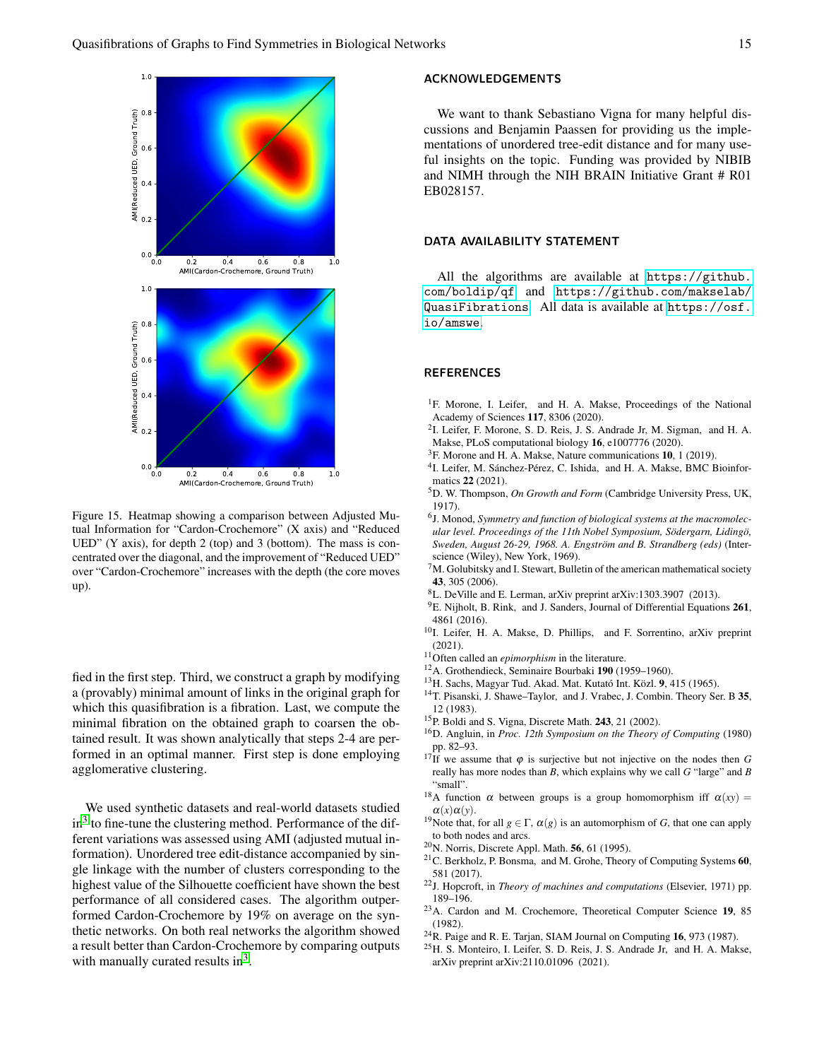Figure 15. Heatmap showing a comparison between Adjusted Mutual Information for "Cardon-Crochemore" (X axis) and "Reduced UED" (Y axis), for depth 2 (top) and 3 (bottom). The mass is concentrated over the diagonal, and the improvement of "Reduced UED" over "Cardon-Crochemore" increases with the depth (the core moves up).

fied in the first step. Third, we construct a graph by modifying a (provably) minimal amount of links in the original graph for which this quasifibration is a fibration. Last, we compute the minimal fibration on the obtained graph to coarsen the obtained result. It was shown analytically that steps 2-4 are performed in an optimal manner. First step is done employing agglomerative clustering.

We used synthetic datasets and real-world datasets studied in[3] to fine-tune the clustering method. Performance of the different variations was assessed using AMI (adjusted mutual information). Unordered tree edit-distance accompanied by single linkage with the number of clusters corresponding to the highest value of the Silhouette coefficient have shown the best performance of all considered cases. The algorithm outperformed Cardon-Crochemore by 19% on average on the synthetic networks. On both real networks the algorithm showed a result better than Cardon-Crochemore by comparing outputs with manually curated results in[3].

## ACKNOWLEDGEMENTS

We want to thank Sebastiano Vigna for many helpful discussions and Benjamin Paassen for providing us the implementations of unordered tree-edit distance and for many useful insights on the topic. Funding was provided by NIBIB and NIMH through the NIH BRAIN Initiative Grant # R01 EB028157.

## DATA AVAILABILITY STATEMENT

All the algorithms are available at https://github.com/boldip/qf and https://github.com/makselab/QuasiFibrations. All data is available at https://osf.io/amswe.

## REFERENCES

[1] F. Morone, I. Leifer, and H. A. Makse, Proceedings of the National Academy of Sciences **117**, 8306 (2020).

[2] I. Leifer, F. Morone, S. D. Reis, J. S. Andrade Jr, M. Sigman, and H. A. Makse, PLoS computational biology **16**, e1007776 (2020).

[3] F. Morone and H. A. Makse, Nature communications **10**, 1 (2019).

[4] I. Leifer, M. Sánchez-Pérez, C. Ishida, and H. A. Makse, BMC Bioinformatics **22** (2021).

[5] D. W. Thompson, *On Growth and Form* (Cambridge University Press, UK, 1917).

[6] J. Monod, *Symmetry and function of biological systems at the macromolecular level. Proceedings of the 11th Nobel Symposium, Södergarn, Lidingö, Sweden, August 26-29, 1968. A. Engström and B. Strandberg (eds)* (Interscience (Wiley), New York, 1969).

[7] M. Golubitsky and I. Stewart, Bulletin of the american mathematical society **43**, 305 (2006).

[8] L. DeVille and E. Lerman, arXiv preprint arXiv:1303.3907 (2013).

[9] E. Nijholt, B. Rink, and J. Sanders, Journal of Differential Equations **261**, 4861 (2016).

[10] I. Leifer, H. A. Makse, D. Phillips, and F. Sorrentino, arXiv preprint (2021).

[11] Often called an *epimorphism* in the literature.

[12] A. Grothendieck, Seminaire Bourbaki **190** (1959–1960).

[13] H. Sachs, Magyar Tud. Akad. Mat. Kutató Int. Közl. **9**, 415 (1965).

[14] T. Pisanski, J. Shawe–Taylor, and J. Vrabec, J. Combin. Theory Ser. B **35**, 12 (1983).

[15] P. Boldi and S. Vigna, Discrete Math. **243**, 21 (2002).

[16] D. Angluin, in *Proc. 12th Symposium on the Theory of Computing* (1980) pp. 82–93.

[17] If we assume that $\varphi$ is surjective but not injective on the nodes then $G$ really has more nodes than $B$, which explains why we call $G$ "large" and $B$ "small".

[18] A function $\alpha$ between groups is a group homomorphism iff $\alpha(xy) = \alpha(x)\alpha(y)$.

[19] Note that, for all $g \in \Gamma$, $\alpha(g)$ is an automorphism of $G$, that one can apply to both nodes and arcs.

[20] N. Norris, Discrete Appl. Math. **56**, 61 (1995).

[21] C. Berkholz, P. Bonsma, and M. Grohe, Theory of Computing Systems **60**, 581 (2017).

[22] J. Hopcroft, in *Theory of machines and computations* (Elsevier, 1971) pp. 189–196.

[23] A. Cardon and M. Crochemore, Theoretical Computer Science **19**, 85 (1982).

[24] R. Paige and R. E. Tarjan, SIAM Journal on Computing **16**, 973 (1987).

[25] H. S. Monteiro, I. Leifer, S. D. Reis, J. S. Andrade Jr, and H. A. Makse, arXiv preprint arXiv:2110.01096 (2021).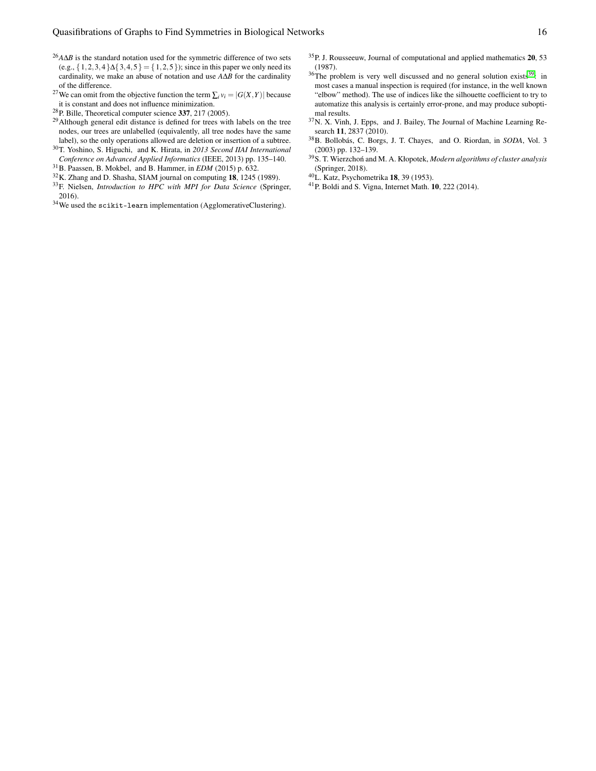[26] $A\Delta B$ is the standard notation used for the symmetric difference of two sets (e.g., $\{1,2,3,4\}\Delta\{3,4,5\} = \{1,2,5\}$); since in this paper we only need its cardinality, we make an abuse of notation and use $A\Delta B$ for the cardinality of the difference.

[27] We can omit from the objective function the term $\sum_i v_i = |G(X,Y)|$ because it is constant and does not influence minimization.

[28] P. Bille, Theoretical computer science **337**, 217 (2005).

[29] Although general edit distance is defined for trees with labels on the tree nodes, our trees are unlabelled (equivalently, all tree nodes have the same label), so the only operations allowed are deletion or insertion of a subtree.

[30] T. Yoshino, S. Higuchi, and K. Hirata, in *2013 Second IIAI International Conference on Advanced Applied Informatics* (IEEE, 2013) pp. 135–140.

[31] B. Paassen, B. Mokbel, and B. Hammer, in *EDM* (2015) p. 632.

[32] K. Zhang and D. Shasha, SIAM journal on computing **18**, 1245 (1989).

[33] F. Nielsen, *Introduction to HPC with MPI for Data Science* (Springer, 2016).

[34] We used the `scikit-learn` implementation (AgglomerativeClustering).

[35] P. J. Rousseeuw, Journal of computational and applied mathematics **20**, 53 (1987).

[36] The problem is very well discussed and no general solution exists[39]: in most cases a manual inspection is required (for instance, in the well known "elbow" method). The use of indices like the silhouette coefficient to try to automatize this analysis is certainly error-prone, and may produce suboptimal results.

[37] N. X. Vinh, J. Epps, and J. Bailey, The Journal of Machine Learning Research **11**, 2837 (2010).

[38] B. Bollobás, C. Borgs, J. T. Chayes, and O. Riordan, in *SODA*, Vol. 3 (2003) pp. 132–139.

[39] S. T. Wierzchoń and M. A. Kłopotek, *Modern algorithms of cluster analysis* (Springer, 2018).

[40] L. Katz, Psychometrika **18**, 39 (1953).

[41] P. Boldi and S. Vigna, Internet Math. **10**, 222 (2014).